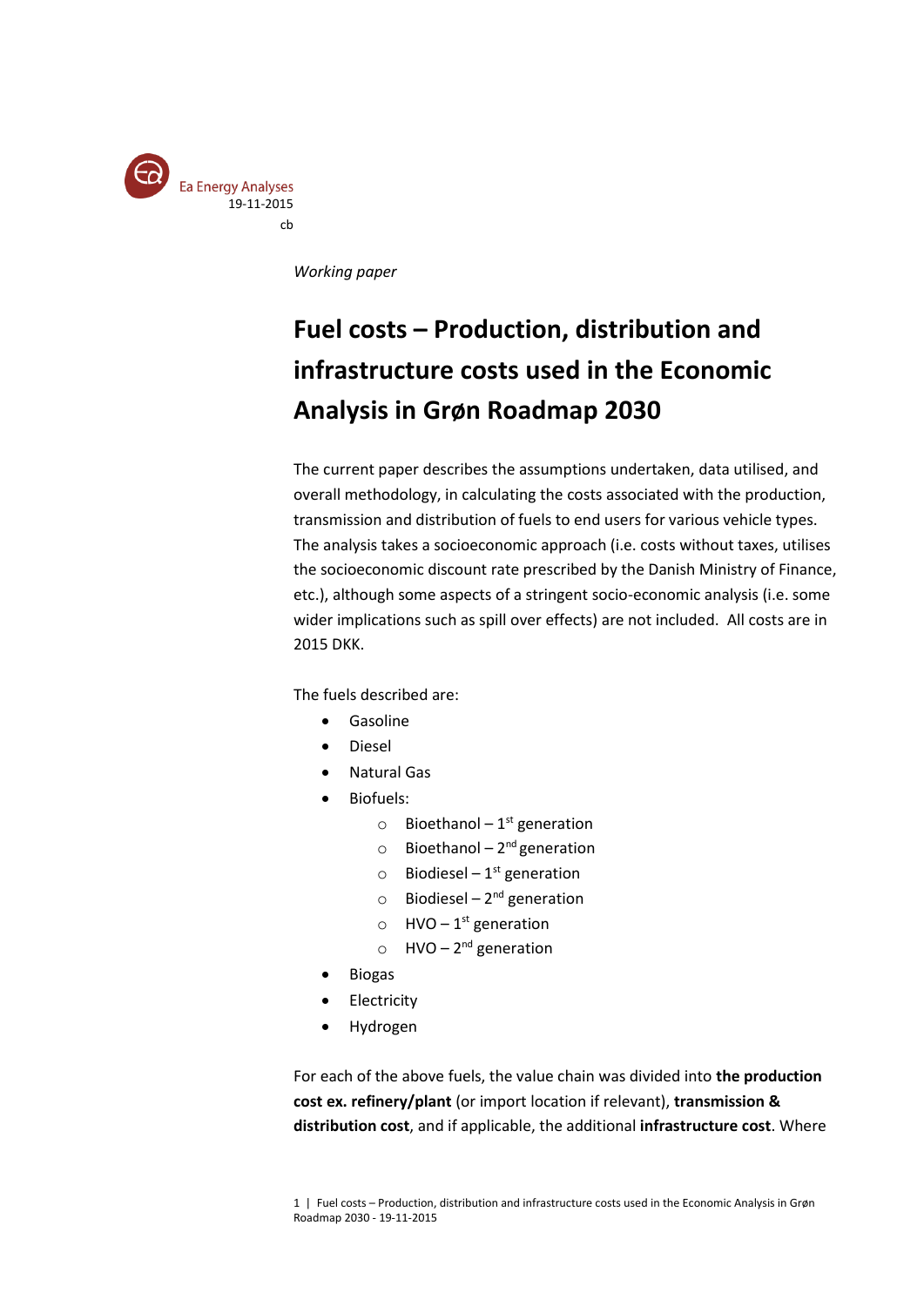Ea Energy Analyses
19-11-2015
cb

*Working paper*

# Fuel costs – Production, distribution and infrastructure costs used in the Economic Analysis in Grøn Roadmap 2030

The current paper describes the assumptions undertaken, data utilised, and overall methodology, in calculating the costs associated with the production, transmission and distribution of fuels to end users for various vehicle types. The analysis takes a socioeconomic approach (i.e. costs without taxes, utilises the socioeconomic discount rate prescribed by the Danish Ministry of Finance, etc.), although some aspects of a stringent socio-economic analysis (i.e. some wider implications such as spill over effects) are not included. All costs are in 2015 DKK.

The fuels described are:

- Gasoline
- Diesel
- Natural Gas
- Biofuels:
  - Bioethanol – 1st generation
  - Bioethanol – 2nd generation
  - Biodiesel – 1st generation
  - Biodiesel – 2nd generation
  - HVO – 1st generation
  - HVO – 2nd generation
- Biogas
- Electricity
- Hydrogen

For each of the above fuels, the value chain was divided into **the production cost ex. refinery/plant** (or import location if relevant), **transmission & distribution cost**, and if applicable, the additional **infrastructure cost**. Where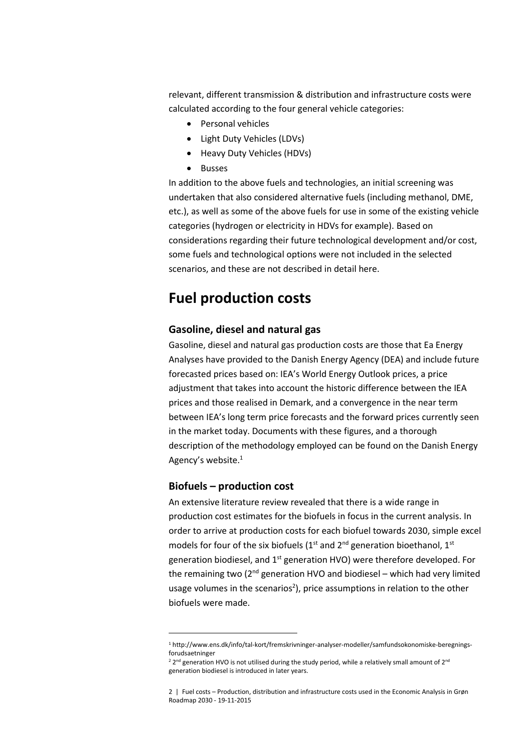relevant, different transmission & distribution and infrastructure costs were calculated according to the four general vehicle categories:

- Personal vehicles
- Light Duty Vehicles (LDVs)
- Heavy Duty Vehicles (HDVs)
- Busses

In addition to the above fuels and technologies, an initial screening was undertaken that also considered alternative fuels (including methanol, DME, etc.), as well as some of the above fuels for use in some of the existing vehicle categories (hydrogen or electricity in HDVs for example). Based on considerations regarding their future technological development and/or cost, some fuels and technological options were not included in the selected scenarios, and these are not described in detail here.

# Fuel production costs

## Gasoline, diesel and natural gas

Gasoline, diesel and natural gas production costs are those that Ea Energy Analyses have provided to the Danish Energy Agency (DEA) and include future forecasted prices based on: IEA's World Energy Outlook prices, a price adjustment that takes into account the historic difference between the IEA prices and those realised in Demark, and a convergence in the near term between IEA's long term price forecasts and the forward prices currently seen in the market today. Documents with these figures, and a thorough description of the methodology employed can be found on the Danish Energy Agency's website.[1]

## Biofuels – production cost

An extensive literature review revealed that there is a wide range in production cost estimates for the biofuels in focus in the current analysis. In order to arrive at production costs for each biofuel towards 2030, simple excel models for four of the six biofuels (1st and 2nd generation bioethanol, 1st generation biodiesel, and 1st generation HVO) were therefore developed. For the remaining two (2nd generation HVO and biodiesel – which had very limited usage volumes in the scenarios[2]), price assumptions in relation to the other biofuels were made.

[1] http://www.ens.dk/info/tal-kort/fremskrivninger-analyser-modeller/samfundsokonomiske-beregnings-forudsaetninger

[2] 2nd generation HVO is not utilised during the study period, while a relatively small amount of 2nd generation biodiesel is introduced in later years.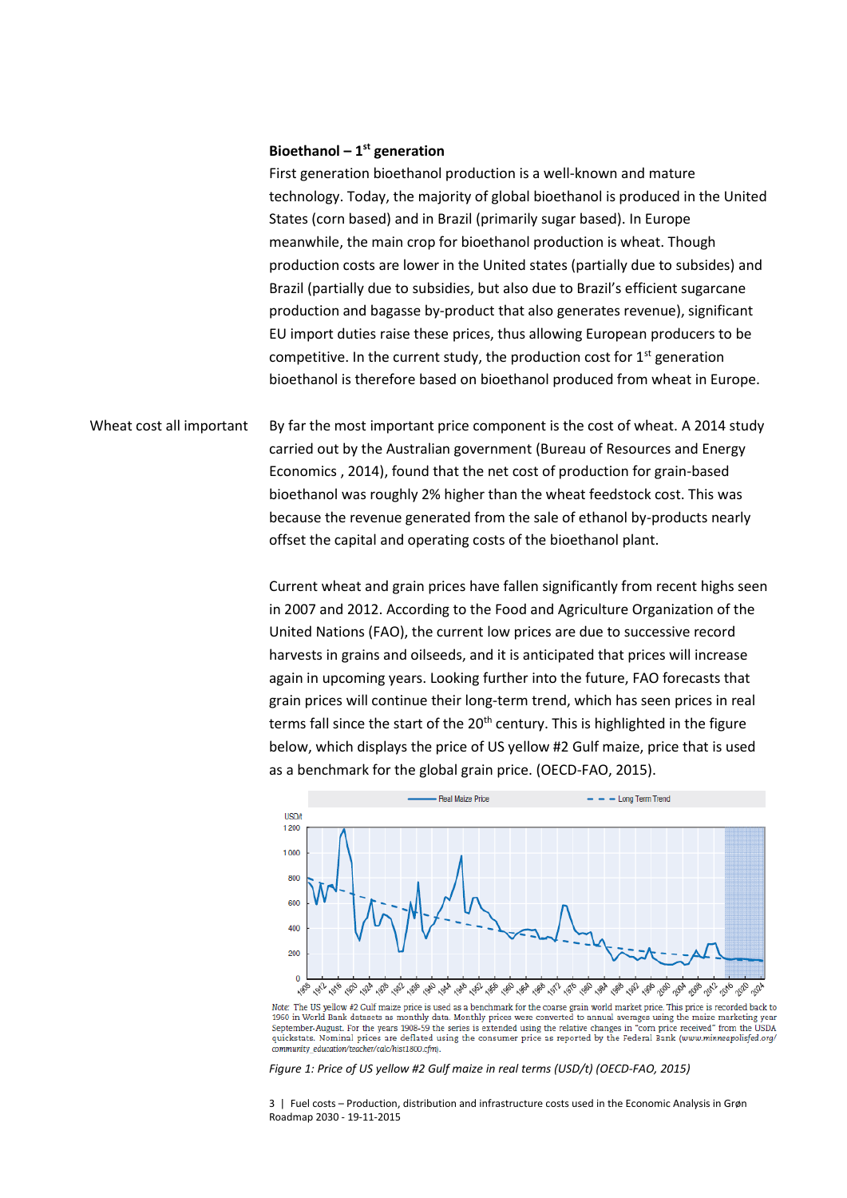**Bioethanol – 1st generation**

First generation bioethanol production is a well-known and mature technology. Today, the majority of global bioethanol is produced in the United States (corn based) and in Brazil (primarily sugar based). In Europe meanwhile, the main crop for bioethanol production is wheat. Though production costs are lower in the United states (partially due to subsides) and Brazil (partially due to subsidies, but also due to Brazil's efficient sugarcane production and bagasse by-product that also generates revenue), significant EU import duties raise these prices, thus allowing European producers to be competitive. In the current study, the production cost for 1st generation bioethanol is therefore based on bioethanol produced from wheat in Europe.

Wheat cost all important

By far the most important price component is the cost of wheat. A 2014 study carried out by the Australian government (Bureau of Resources and Energy Economics , 2014), found that the net cost of production for grain-based bioethanol was roughly 2% higher than the wheat feedstock cost. This was because the revenue generated from the sale of ethanol by-products nearly offset the capital and operating costs of the bioethanol plant.

Current wheat and grain prices have fallen significantly from recent highs seen in 2007 and 2012. According to the Food and Agriculture Organization of the United Nations (FAO), the current low prices are due to successive record harvests in grains and oilseeds, and it is anticipated that prices will increase again in upcoming years. Looking further into the future, FAO forecasts that grain prices will continue their long-term trend, which has seen prices in real terms fall since the start of the 20th century. This is highlighted in the figure below, which displays the price of US yellow #2 Gulf maize, price that is used as a benchmark for the global grain price. (OECD-FAO, 2015).

Note: The US yellow #2 Gulf maize price is used as a benchmark for the coarse grain world market price. This price is recorded back to 1960 in World Bank datasets as monthly data. Monthly prices were converted to annual averages using the maize marketing year September-August. For the years 1908-59 the series is extended using the relative changes in "corn price received" from the USDA quickstats. Nominal prices are deflated using the consumer price as reported by the Federal Bank (*www.minneapolisfed.org/community_education/teacher/calc/hist1800.cfm*).

*Figure 1: Price of US yellow #2 Gulf maize in real terms (USD/t) (OECD-FAO, 2015)*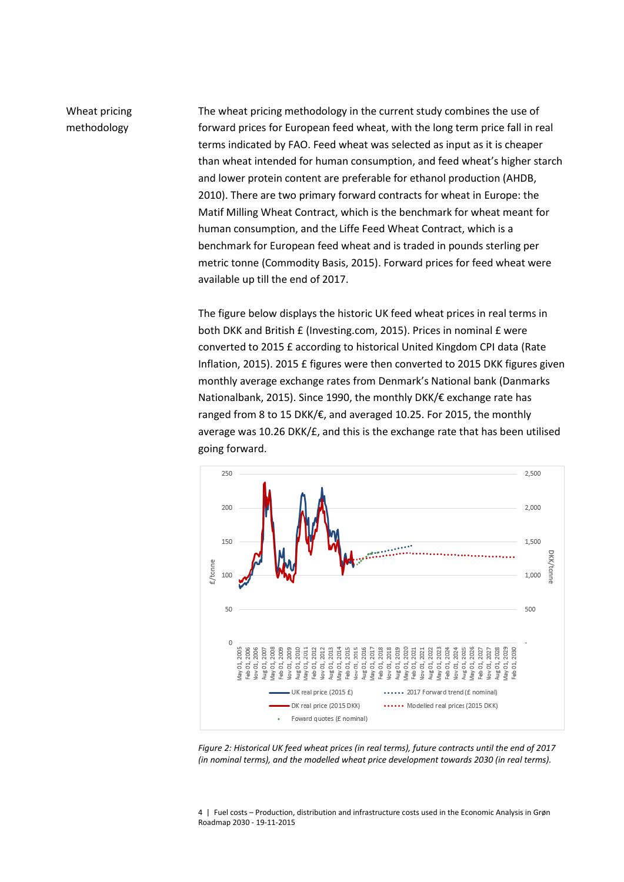## Wheat pricing methodology

The wheat pricing methodology in the current study combines the use of forward prices for European feed wheat, with the long term price fall in real terms indicated by FAO. Feed wheat was selected as input as it is cheaper than wheat intended for human consumption, and feed wheat's higher starch and lower protein content are preferable for ethanol production (AHDB, 2010). There are two primary forward contracts for wheat in Europe: the Matif Milling Wheat Contract, which is the benchmark for wheat meant for human consumption, and the Liffe Feed Wheat Contract, which is a benchmark for European feed wheat and is traded in pounds sterling per metric tonne (Commodity Basis, 2015). Forward prices for feed wheat were available up till the end of 2017.

The figure below displays the historic UK feed wheat prices in real terms in both DKK and British £ (Investing.com, 2015). Prices in nominal £ were converted to 2015 £ according to historical United Kingdom CPI data (Rate Inflation, 2015). 2015 £ figures were then converted to 2015 DKK figures given monthly average exchange rates from Denmark's National bank (Danmarks Nationalbank, 2015). Since 1990, the monthly DKK/€ exchange rate has ranged from 8 to 15 DKK/€, and averaged 10.25. For 2015, the monthly average was 10.26 DKK/£, and this is the exchange rate that has been utilised going forward.

*Figure 2: Historical UK feed wheat prices (in real terms), future contracts until the end of 2017 (in nominal terms), and the modelled wheat price development towards 2030 (in real terms).*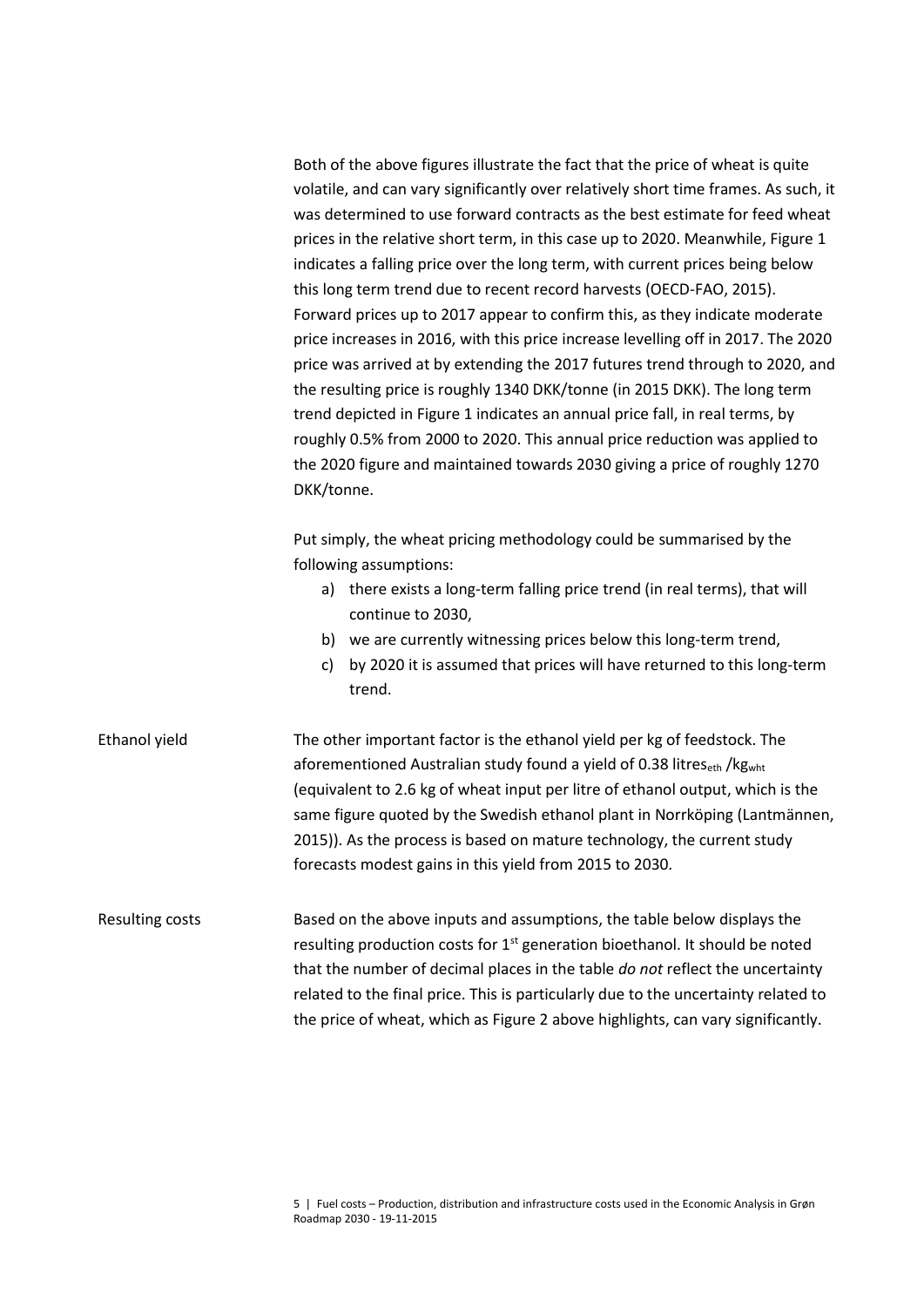Both of the above figures illustrate the fact that the price of wheat is quite volatile, and can vary significantly over relatively short time frames. As such, it was determined to use forward contracts as the best estimate for feed wheat prices in the relative short term, in this case up to 2020. Meanwhile, Figure 1 indicates a falling price over the long term, with current prices being below this long term trend due to recent record harvests (OECD-FAO, 2015). Forward prices up to 2017 appear to confirm this, as they indicate moderate price increases in 2016, with this price increase levelling off in 2017. The 2020 price was arrived at by extending the 2017 futures trend through to 2020, and the resulting price is roughly 1340 DKK/tonne (in 2015 DKK). The long term trend depicted in Figure 1 indicates an annual price fall, in real terms, by roughly 0.5% from 2000 to 2020. This annual price reduction was applied to the 2020 figure and maintained towards 2030 giving a price of roughly 1270 DKK/tonne.

Put simply, the wheat pricing methodology could be summarised by the following assumptions:

a) there exists a long-term falling price trend (in real terms), that will continue to 2030,
b) we are currently witnessing prices below this long-term trend,
c) by 2020 it is assumed that prices will have returned to this long-term trend.

**Ethanol yield**

The other important factor is the ethanol yield per kg of feedstock. The aforementioned Australian study found a yield of 0.38 $\text{litres}_{eth}$ /$\text{kg}_{wht}$ (equivalent to 2.6 kg of wheat input per litre of ethanol output, which is the same figure quoted by the Swedish ethanol plant in Norrköping (Lantmännen, 2015)). As the process is based on mature technology, the current study forecasts modest gains in this yield from 2015 to 2030.

**Resulting costs**

Based on the above inputs and assumptions, the table below displays the resulting production costs for 1st generation bioethanol. It should be noted that the number of decimal places in the table *do not* reflect the uncertainty related to the final price. This is particularly due to the uncertainty related to the price of wheat, which as Figure 2 above highlights, can vary significantly.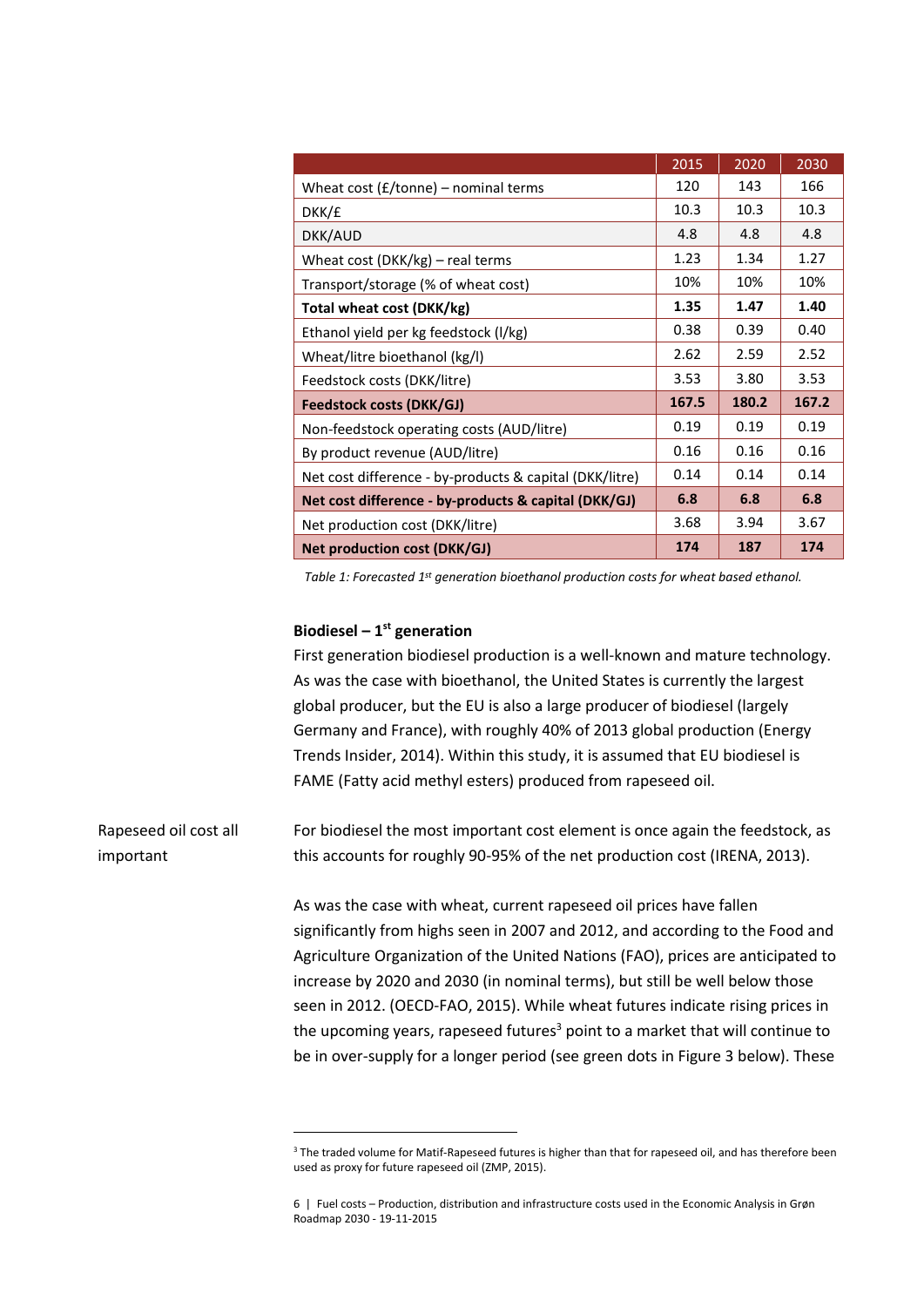| | 2015 | 2020 | 2030 |
|---|---|---|---|
| Wheat cost (£/tonne) – nominal terms | 120 | 143 | 166 |
| DKK/£ | 10.3 | 10.3 | 10.3 |
| DKK/AUD | 4.8 | 4.8 | 4.8 |
| Wheat cost (DKK/kg) – real terms | 1.23 | 1.34 | 1.27 |
| Transport/storage (% of wheat cost) | 10% | 10% | 10% |
| **Total wheat cost (DKK/kg)** | **1.35** | **1.47** | **1.40** |
| Ethanol yield per kg feedstock (l/kg) | 0.38 | 0.39 | 0.40 |
| Wheat/litre bioethanol (kg/l) | 2.62 | 2.59 | 2.52 |
| Feedstock costs (DKK/litre) | 3.53 | 3.80 | 3.53 |
| **Feedstock costs (DKK/GJ)** | **167.5** | **180.2** | **167.2** |
| Non-feedstock operating costs (AUD/litre) | 0.19 | 0.19 | 0.19 |
| By product revenue (AUD/litre) | 0.16 | 0.16 | 0.16 |
| Net cost difference - by-products & capital (DKK/litre) | 0.14 | 0.14 | 0.14 |
| **Net cost difference - by-products & capital (DKK/GJ)** | **6.8** | **6.8** | **6.8** |
| Net production cost (DKK/litre) | 3.68 | 3.94 | 3.67 |
| **Net production cost (DKK/GJ)** | **174** | **187** | **174** |

*Table 1: Forecasted 1st generation bioethanol production costs for wheat based ethanol.*

### Biodiesel – 1st generation

First generation biodiesel production is a well-known and mature technology. As was the case with bioethanol, the United States is currently the largest global producer, but the EU is also a large producer of biodiesel (largely Germany and France), with roughly 40% of 2013 global production (Energy Trends Insider, 2014). Within this study, it is assumed that EU biodiesel is FAME (Fatty acid methyl esters) produced from rapeseed oil.

Rapeseed oil cost all important

For biodiesel the most important cost element is once again the feedstock, as this accounts for roughly 90-95% of the net production cost (IRENA, 2013).

As was the case with wheat, current rapeseed oil prices have fallen significantly from highs seen in 2007 and 2012, and according to the Food and Agriculture Organization of the United Nations (FAO), prices are anticipated to increase by 2020 and 2030 (in nominal terms), but still be well below those seen in 2012. (OECD-FAO, 2015). While wheat futures indicate rising prices in the upcoming years, rapeseed futures[3] point to a market that will continue to be in over-supply for a longer period (see green dots in Figure 3 below). These

[3] The traded volume for Matif-Rapeseed futures is higher than that for rapeseed oil, and has therefore been used as proxy for future rapeseed oil (ZMP, 2015).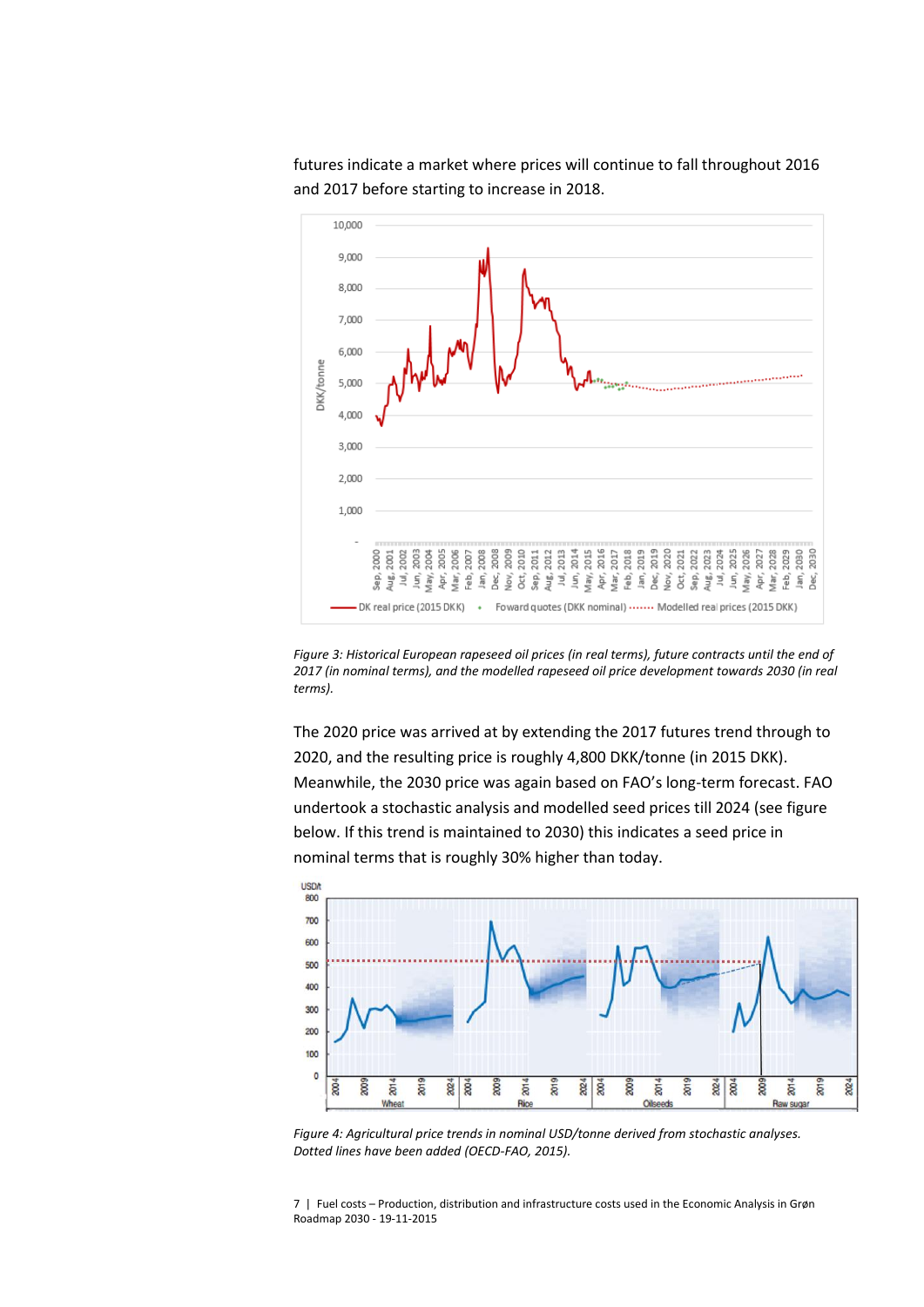futures indicate a market where prices will continue to fall throughout 2016 and 2017 before starting to increase in 2018.

*Figure 3: Historical European rapeseed oil prices (in real terms), future contracts until the end of 2017 (in nominal terms), and the modelled rapeseed oil price development towards 2030 (in real terms).*

The 2020 price was arrived at by extending the 2017 futures trend through to 2020, and the resulting price is roughly 4,800 DKK/tonne (in 2015 DKK). Meanwhile, the 2030 price was again based on FAO's long-term forecast. FAO undertook a stochastic analysis and modelled seed prices till 2024 (see figure below. If this trend is maintained to 2030) this indicates a seed price in nominal terms that is roughly 30% higher than today.

*Figure 4: Agricultural price trends in nominal USD/tonne derived from stochastic analyses. Dotted lines have been added (OECD-FAO, 2015).*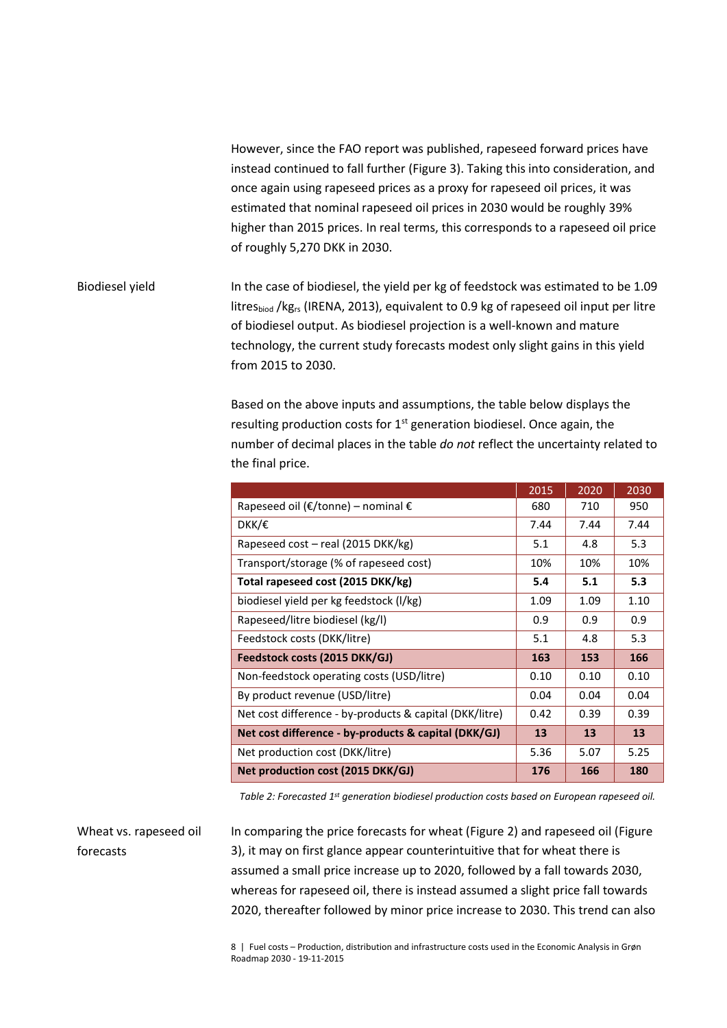However, since the FAO report was published, rapeseed forward prices have instead continued to fall further (Figure 3). Taking this into consideration, and once again using rapeseed prices as a proxy for rapeseed oil prices, it was estimated that nominal rapeseed oil prices in 2030 would be roughly 39% higher than 2015 prices. In real terms, this corresponds to a rapeseed oil price of roughly 5,270 DKK in 2030.

Biodiesel yield

In the case of biodiesel, the yield per kg of feedstock was estimated to be 1.09 $\text{litres}_{biod}/\text{kg}_{rs}$ (IRENA, 2013), equivalent to 0.9 kg of rapeseed oil input per litre of biodiesel output. As biodiesel projection is a well-known and mature technology, the current study forecasts modest only slight gains in this yield from 2015 to 2030.

Based on the above inputs and assumptions, the table below displays the resulting production costs for 1st generation biodiesel. Once again, the number of decimal places in the table *do not* reflect the uncertainty related to the final price.

| | 2015 | 2020 | 2030 |
|---|---|---|---|
| Rapeseed oil (€/tonne) – nominal € | 680 | 710 | 950 |
| DKK/€ | 7.44 | 7.44 | 7.44 |
| Rapeseed cost – real (2015 DKK/kg) | 5.1 | 4.8 | 5.3 |
| Transport/storage (% of rapeseed cost) | 10% | 10% | 10% |
| **Total rapeseed cost (2015 DKK/kg)** | **5.4** | **5.1** | **5.3** |
| biodiesel yield per kg feedstock (l/kg) | 1.09 | 1.09 | 1.10 |
| Rapeseed/litre biodiesel (kg/l) | 0.9 | 0.9 | 0.9 |
| Feedstock costs (DKK/litre) | 5.1 | 4.8 | 5.3 |
| **Feedstock costs (2015 DKK/GJ)** | **163** | **153** | **166** |
| Non-feedstock operating costs (USD/litre) | 0.10 | 0.10 | 0.10 |
| By product revenue (USD/litre) | 0.04 | 0.04 | 0.04 |
| Net cost difference - by-products & capital (DKK/litre) | 0.42 | 0.39 | 0.39 |
| **Net cost difference - by-products & capital (DKK/GJ)** | **13** | **13** | **13** |
| Net production cost (DKK/litre) | 5.36 | 5.07 | 5.25 |
| **Net production cost (2015 DKK/GJ)** | **176** | **166** | **180** |

*Table 2: Forecasted 1st generation biodiesel production costs based on European rapeseed oil.*

Wheat vs. rapeseed oil forecasts

In comparing the price forecasts for wheat (Figure 2) and rapeseed oil (Figure 3), it may on first glance appear counterintuitive that for wheat there is assumed a small price increase up to 2020, followed by a fall towards 2030, whereas for rapeseed oil, there is instead assumed a slight price fall towards 2020, thereafter followed by minor price increase to 2030. This trend can also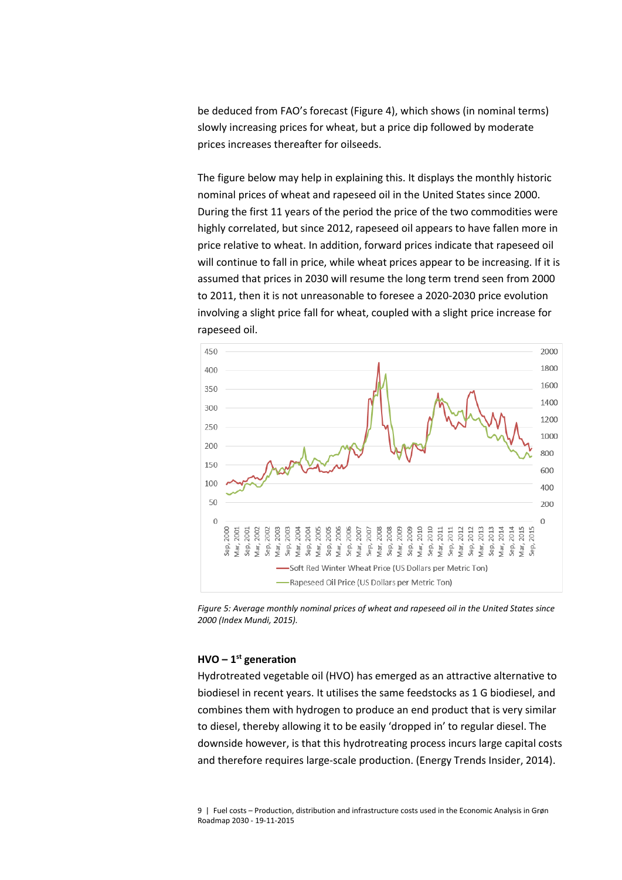be deduced from FAO's forecast (Figure 4), which shows (in nominal terms) slowly increasing prices for wheat, but a price dip followed by moderate prices increases thereafter for oilseeds.

The figure below may help in explaining this. It displays the monthly historic nominal prices of wheat and rapeseed oil in the United States since 2000. During the first 11 years of the period the price of the two commodities were highly correlated, but since 2012, rapeseed oil appears to have fallen more in price relative to wheat. In addition, forward prices indicate that rapeseed oil will continue to fall in price, while wheat prices appear to be increasing. If it is assumed that prices in 2030 will resume the long term trend seen from 2000 to 2011, then it is not unreasonable to foresee a 2020-2030 price evolution involving a slight price fall for wheat, coupled with a slight price increase for rapeseed oil.

*Figure 5: Average monthly nominal prices of wheat and rapeseed oil in the United States since 2000 (Index Mundi, 2015).*

### HVO – 1st generation

Hydrotreated vegetable oil (HVO) has emerged as an attractive alternative to biodiesel in recent years. It utilises the same feedstocks as 1 G biodiesel, and combines them with hydrogen to produce an end product that is very similar to diesel, thereby allowing it to be easily 'dropped in' to regular diesel. The downside however, is that this hydrotreating process incurs large capital costs and therefore requires large-scale production. (Energy Trends Insider, 2014).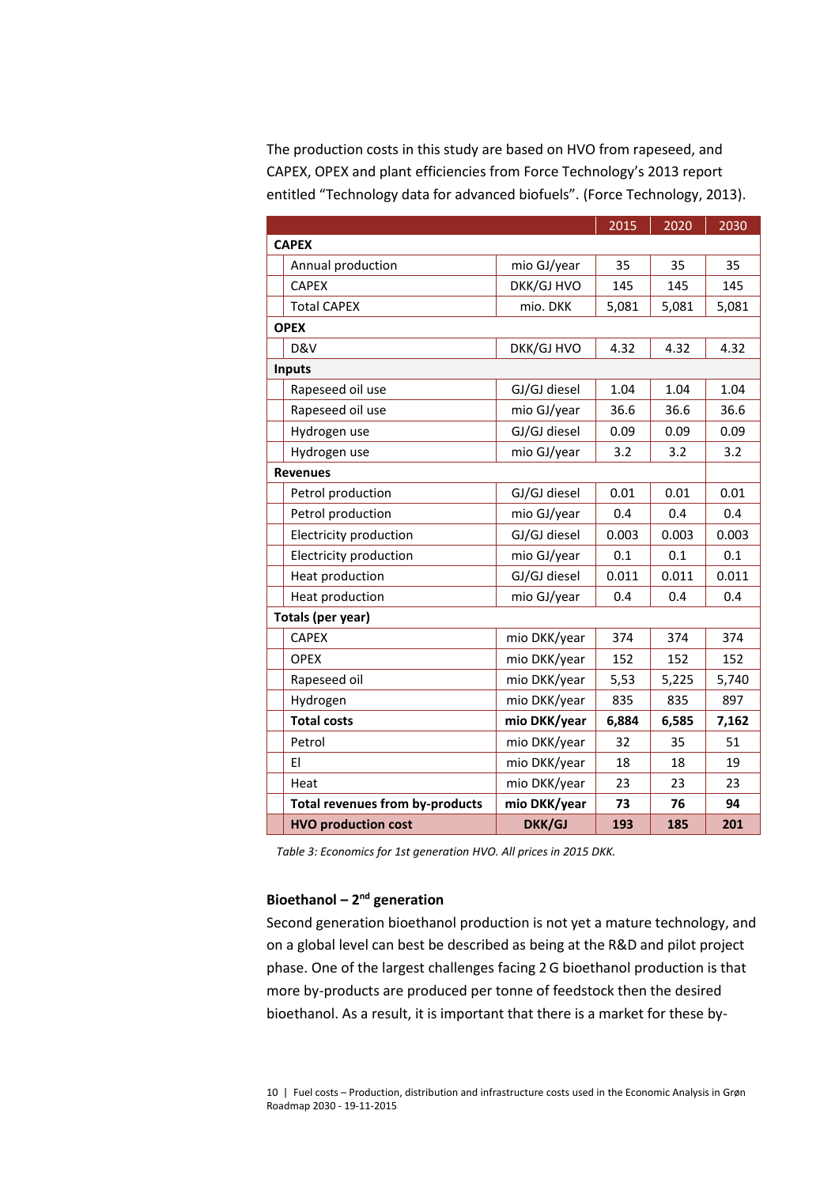The production costs in this study are based on HVO from rapeseed, and CAPEX, OPEX and plant efficiencies from Force Technology's 2013 report entitled "Technology data for advanced biofuels". (Force Technology, 2013).

| | | 2015 | 2020 | 2030 |
|---|---|---|---|---|
| **CAPEX** | | | | |
| Annual production | mio GJ/year | 35 | 35 | 35 |
| CAPEX | DKK/GJ HVO | 145 | 145 | 145 |
| Total CAPEX | mio. DKK | 5,081 | 5,081 | 5,081 |
| **OPEX** | | | | |
| D&V | DKK/GJ HVO | 4.32 | 4.32 | 4.32 |
| **Inputs** | | | | |
| Rapeseed oil use | GJ/GJ diesel | 1.04 | 1.04 | 1.04 |
| Rapeseed oil use | mio GJ/year | 36.6 | 36.6 | 36.6 |
| Hydrogen use | GJ/GJ diesel | 0.09 | 0.09 | 0.09 |
| Hydrogen use | mio GJ/year | 3.2 | 3.2 | 3.2 |
| **Revenues** | | | | |
| Petrol production | GJ/GJ diesel | 0.01 | 0.01 | 0.01 |
| Petrol production | mio GJ/year | 0.4 | 0.4 | 0.4 |
| Electricity production | GJ/GJ diesel | 0.003 | 0.003 | 0.003 |
| Electricity production | mio GJ/year | 0.1 | 0.1 | 0.1 |
| Heat production | GJ/GJ diesel | 0.011 | 0.011 | 0.011 |
| Heat production | mio GJ/year | 0.4 | 0.4 | 0.4 |
| **Totals (per year)** | | | | |
| CAPEX | mio DKK/year | 374 | 374 | 374 |
| OPEX | mio DKK/year | 152 | 152 | 152 |
| Rapeseed oil | mio DKK/year | 5,53 | 5,225 | 5,740 |
| Hydrogen | mio DKK/year | 835 | 835 | 897 |
| **Total costs** | **mio DKK/year** | **6,884** | **6,585** | **7,162** |
| Petrol | mio DKK/year | 32 | 35 | 51 |
| El | mio DKK/year | 18 | 18 | 19 |
| Heat | mio DKK/year | 23 | 23 | 23 |
| **Total revenues from by-products** | **mio DKK/year** | **73** | **76** | **94** |
| **HVO production cost** | **DKK/GJ** | **193** | **185** | **201** |

*Table 3: Economics for 1st generation HVO. All prices in 2015 DKK.*

### Bioethanol – 2nd generation

Second generation bioethanol production is not yet a mature technology, and on a global level can best be described as being at the R&D and pilot project phase. One of the largest challenges facing 2 G bioethanol production is that more by-products are produced per tonne of feedstock then the desired bioethanol. As a result, it is important that there is a market for these by-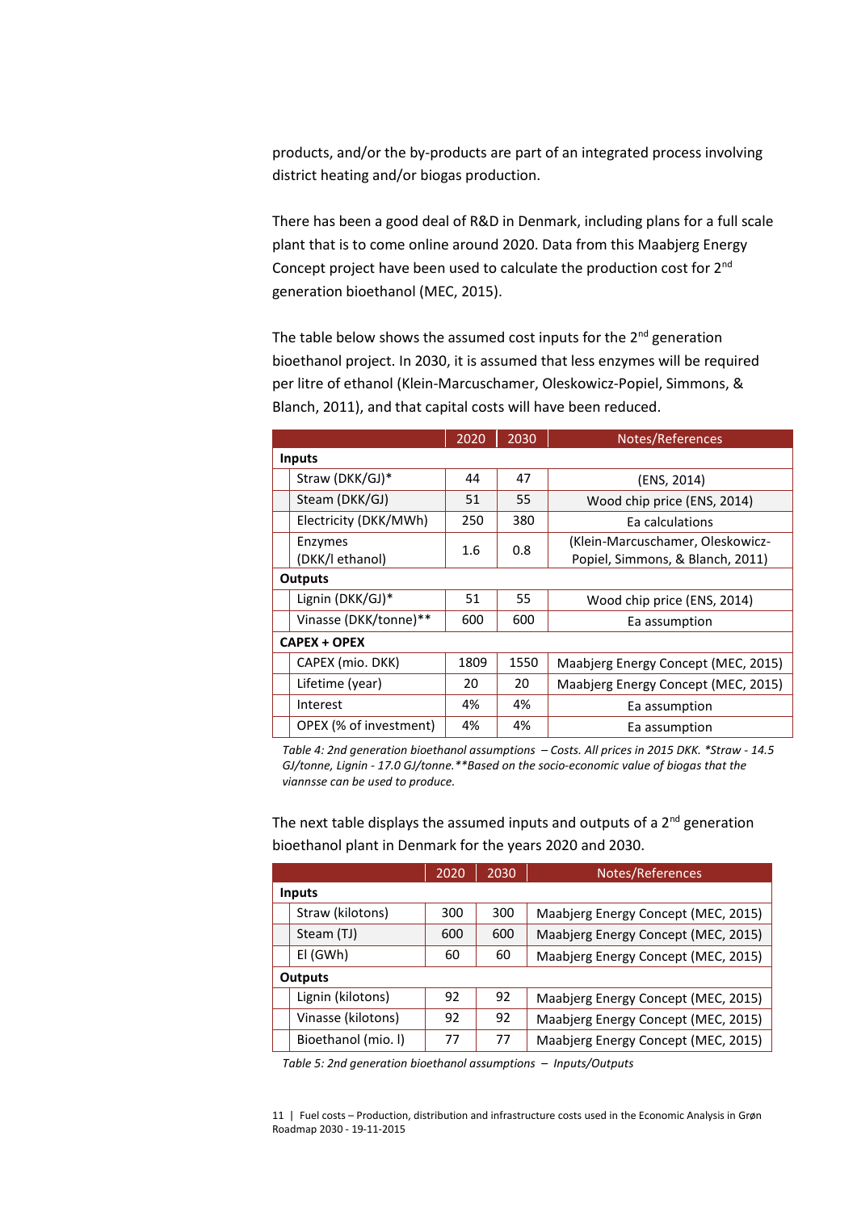products, and/or the by-products are part of an integrated process involving district heating and/or biogas production.

There has been a good deal of R&D in Denmark, including plans for a full scale plant that is to come online around 2020. Data from this Maabjerg Energy Concept project have been used to calculate the production cost for 2nd generation bioethanol (MEC, 2015).

The table below shows the assumed cost inputs for the 2nd generation bioethanol project. In 2030, it is assumed that less enzymes will be required per litre of ethanol (Klein-Marcuschamer, Oleskowicz-Popiel, Simmons, & Blanch, 2011), and that capital costs will have been reduced.

| | 2020 | 2030 | Notes/References |
|---|---|---|---|
| **Inputs** | | | |
| Straw (DKK/GJ)* | 44 | 47 | (ENS, 2014) |
| Steam (DKK/GJ) | 51 | 55 | Wood chip price (ENS, 2014) |
| Electricity (DKK/MWh) | 250 | 380 | Ea calculations |
| Enzymes (DKK/l ethanol) | 1.6 | 0.8 | (Klein-Marcuschamer, Oleskowicz-Popiel, Simmons, & Blanch, 2011) |
| **Outputs** | | | |
| Lignin (DKK/GJ)* | 51 | 55 | Wood chip price (ENS, 2014) |
| Vinasse (DKK/tonne)** | 600 | 600 | Ea assumption |
| **CAPEX + OPEX** | | | |
| CAPEX (mio. DKK) | 1809 | 1550 | Maabjerg Energy Concept (MEC, 2015) |
| Lifetime (year) | 20 | 20 | Maabjerg Energy Concept (MEC, 2015) |
| Interest | 4% | 4% | Ea assumption |
| OPEX (% of investment) | 4% | 4% | Ea assumption |

*Table 4: 2nd generation bioethanol assumptions – Costs. All prices in 2015 DKK. *Straw - 14.5 GJ/tonne, Lignin - 17.0 GJ/tonne.**Based on the socio-economic value of biogas that the viannsse can be used to produce.*

The next table displays the assumed inputs and outputs of a 2nd generation bioethanol plant in Denmark for the years 2020 and 2030.

| | 2020 | 2030 | Notes/References |
|---|---|---|---|
| **Inputs** | | | |
| Straw (kilotons) | 300 | 300 | Maabjerg Energy Concept (MEC, 2015) |
| Steam (TJ) | 600 | 600 | Maabjerg Energy Concept (MEC, 2015) |
| El (GWh) | 60 | 60 | Maabjerg Energy Concept (MEC, 2015) |
| **Outputs** | | | |
| Lignin (kilotons) | 92 | 92 | Maabjerg Energy Concept (MEC, 2015) |
| Vinasse (kilotons) | 92 | 92 | Maabjerg Energy Concept (MEC, 2015) |
| Bioethanol (mio. l) | 77 | 77 | Maabjerg Energy Concept (MEC, 2015) |

*Table 5: 2nd generation bioethanol assumptions – Inputs/Outputs*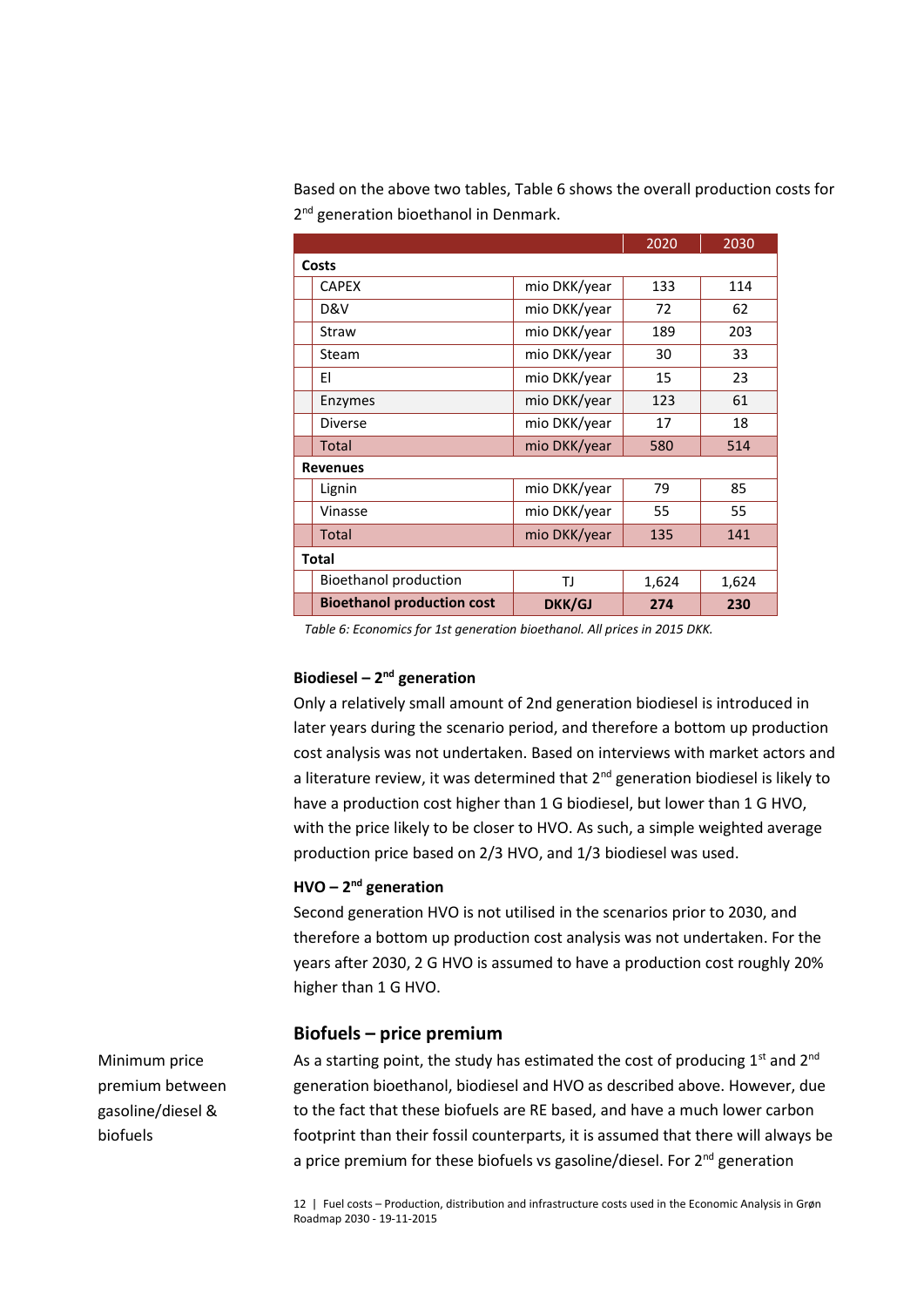Based on the above two tables, Table 6 shows the overall production costs for 2nd generation bioethanol in Denmark.

| | | 2020 | 2030 |
|---|---|---|---|
| **Costs** | | | |
| CAPEX | mio DKK/year | 133 | 114 |
| D&V | mio DKK/year | 72 | 62 |
| Straw | mio DKK/year | 189 | 203 |
| Steam | mio DKK/year | 30 | 33 |
| El | mio DKK/year | 15 | 23 |
| Enzymes | mio DKK/year | 123 | 61 |
| Diverse | mio DKK/year | 17 | 18 |
| Total | mio DKK/year | 580 | 514 |
| **Revenues** | | | |
| Lignin | mio DKK/year | 79 | 85 |
| Vinasse | mio DKK/year | 55 | 55 |
| Total | mio DKK/year | 135 | 141 |
| **Total** | | | |
| Bioethanol production | TJ | 1,624 | 1,624 |
| **Bioethanol production cost** | **DKK/GJ** | **274** | **230** |

*Table 6: Economics for 1st generation bioethanol. All prices in 2015 DKK.*

### Biodiesel – 2nd generation

Only a relatively small amount of 2nd generation biodiesel is introduced in later years during the scenario period, and therefore a bottom up production cost analysis was not undertaken. Based on interviews with market actors and a literature review, it was determined that 2nd generation biodiesel is likely to have a production cost higher than 1 G biodiesel, but lower than 1 G HVO, with the price likely to be closer to HVO. As such, a simple weighted average production price based on 2/3 HVO, and 1/3 biodiesel was used.

### HVO – 2nd generation

Second generation HVO is not utilised in the scenarios prior to 2030, and therefore a bottom up production cost analysis was not undertaken. For the years after 2030, 2 G HVO is assumed to have a production cost roughly 20% higher than 1 G HVO.

## Biofuels – price premium

Minimum price premium between gasoline/diesel & biofuels

As a starting point, the study has estimated the cost of producing 1st and 2nd generation bioethanol, biodiesel and HVO as described above. However, due to the fact that these biofuels are RE based, and have a much lower carbon footprint than their fossil counterparts, it is assumed that there will always be a price premium for these biofuels vs gasoline/diesel. For 2nd generation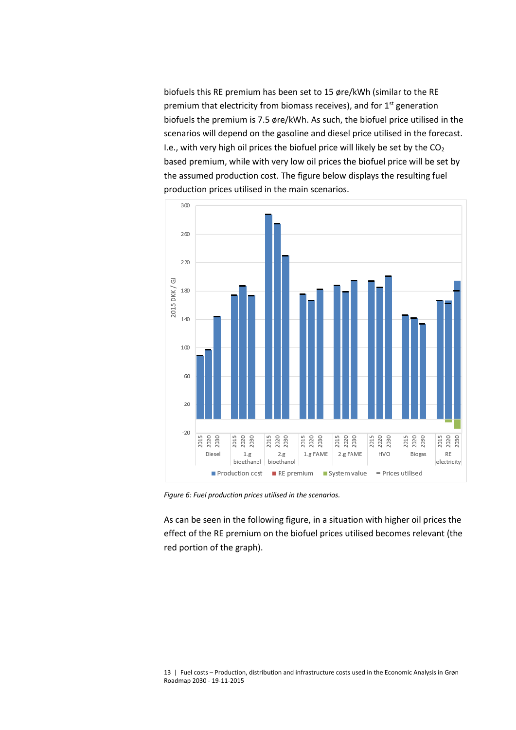biofuels this RE premium has been set to 15 øre/kWh (similar to the RE premium that electricity from biomass receives), and for 1st generation biofuels the premium is 7.5 øre/kWh. As such, the biofuel price utilised in the scenarios will depend on the gasoline and diesel price utilised in the forecast. I.e., with very high oil prices the biofuel price will likely be set by the $CO_2$ based premium, while with very low oil prices the biofuel price will be set by the assumed production cost. The figure below displays the resulting fuel production prices utilised in the main scenarios.

*Figure 6: Fuel production prices utilised in the scenarios.*

As can be seen in the following figure, in a situation with higher oil prices the effect of the RE premium on the biofuel prices utilised becomes relevant (the red portion of the graph).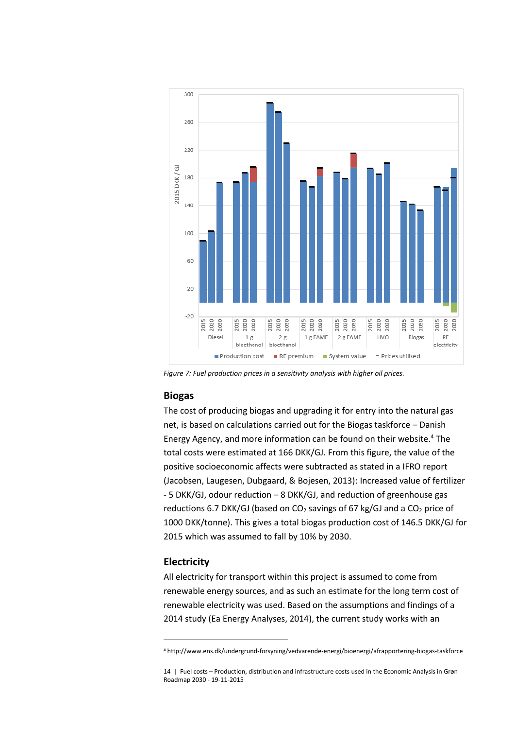*Figure 7: Fuel production prices in a sensitivity analysis with higher oil prices.*

## Biogas

The cost of producing biogas and upgrading it for entry into the natural gas net, is based on calculations carried out for the Biogas taskforce – Danish Energy Agency, and more information can be found on their website.[4] The total costs were estimated at 166 DKK/GJ. From this figure, the value of the positive socioeconomic affects were subtracted as stated in a IFRO report (Jacobsen, Laugesen, Dubgaard, & Bojesen, 2013): Increased value of fertilizer - 5 DKK/GJ, odour reduction – 8 DKK/GJ, and reduction of greenhouse gas reductions 6.7 DKK/GJ (based on $CO_2$ savings of 67 kg/GJ and a $CO_2$ price of 1000 DKK/tonne). This gives a total biogas production cost of 146.5 DKK/GJ for 2015 which was assumed to fall by 10% by 2030.

## Electricity

All electricity for transport within this project is assumed to come from renewable energy sources, and as such an estimate for the long term cost of renewable electricity was used. Based on the assumptions and findings of a 2014 study (Ea Energy Analyses, 2014), the current study works with an

[4] http://www.ens.dk/undergrund-forsyning/vedvarende-energi/bioenergi/afrapportering-biogas-taskforce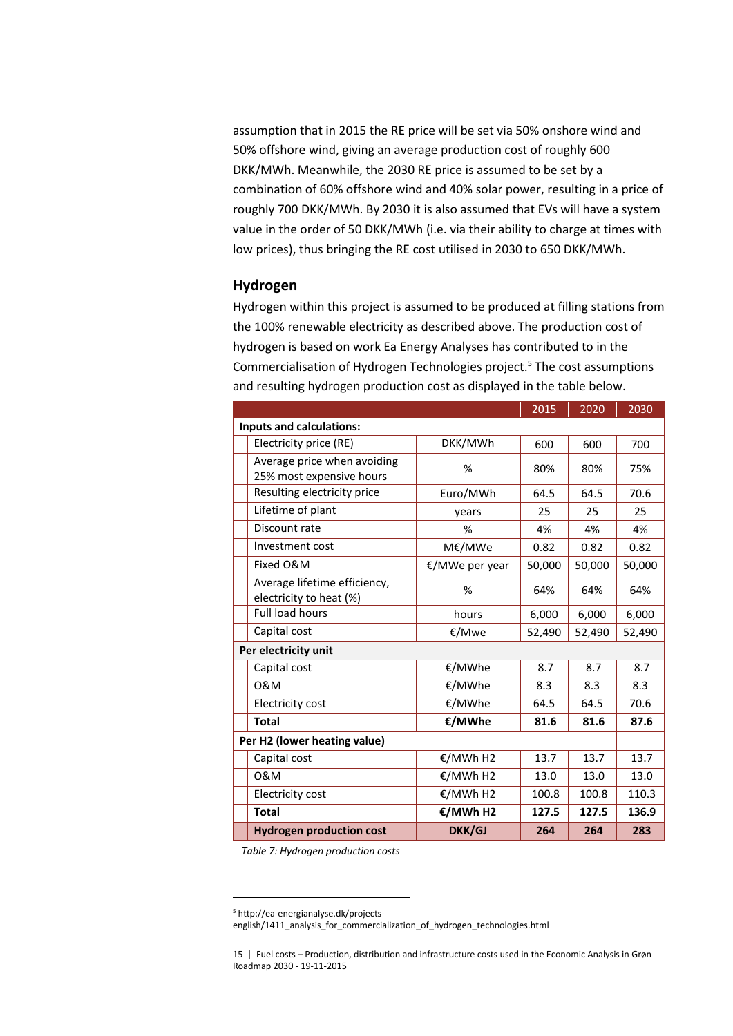assumption that in 2015 the RE price will be set via 50% onshore wind and 50% offshore wind, giving an average production cost of roughly 600 DKK/MWh. Meanwhile, the 2030 RE price is assumed to be set by a combination of 60% offshore wind and 40% solar power, resulting in a price of roughly 700 DKK/MWh. By 2030 it is also assumed that EVs will have a system value in the order of 50 DKK/MWh (i.e. via their ability to charge at times with low prices), thus bringing the RE cost utilised in 2030 to 650 DKK/MWh.

## Hydrogen

Hydrogen within this project is assumed to be produced at filling stations from the 100% renewable electricity as described above. The production cost of hydrogen is based on work Ea Energy Analyses has contributed to in the Commercialisation of Hydrogen Technologies project.[5] The cost assumptions and resulting hydrogen production cost as displayed in the table below.

| | | 2015 | 2020 | 2030 |
|---|---|---|---|---|
| **Inputs and calculations:** | | | | |
| Electricity price (RE) | DKK/MWh | 600 | 600 | 700 |
| Average price when avoiding 25% most expensive hours | % | 80% | 80% | 75% |
| Resulting electricity price | Euro/MWh | 64.5 | 64.5 | 70.6 |
| Lifetime of plant | years | 25 | 25 | 25 |
| Discount rate | % | 4% | 4% | 4% |
| Investment cost | M€/MWe | 0.82 | 0.82 | 0.82 |
| Fixed O&M | €/MWe per year | 50,000 | 50,000 | 50,000 |
| Average lifetime efficiency, electricity to heat (%) | % | 64% | 64% | 64% |
| Full load hours | hours | 6,000 | 6,000 | 6,000 |
| Capital cost | €/Mwe | 52,490 | 52,490 | 52,490 |
| **Per electricity unit** | | | | |
| Capital cost | €/MWhe | 8.7 | 8.7 | 8.7 |
| O&M | €/MWhe | 8.3 | 8.3 | 8.3 |
| Electricity cost | €/MWhe | 64.5 | 64.5 | 70.6 |
| **Total** | **€/MWhe** | **81.6** | **81.6** | **87.6** |
| **Per H2 (lower heating value)** | | | | |
| Capital cost | €/MWh H2 | 13.7 | 13.7 | 13.7 |
| O&M | €/MWh H2 | 13.0 | 13.0 | 13.0 |
| Electricity cost | €/MWh H2 | 100.8 | 100.8 | 110.3 |
| **Total** | **€/MWh H2** | **127.5** | **127.5** | **136.9** |
| **Hydrogen production cost** | **DKK/GJ** | **264** | **264** | **283** |

*Table 7: Hydrogen production costs*

[5] http://ea-energianalyse.dk/projects-english/1411_analysis_for_commercialization_of_hydrogen_technologies.html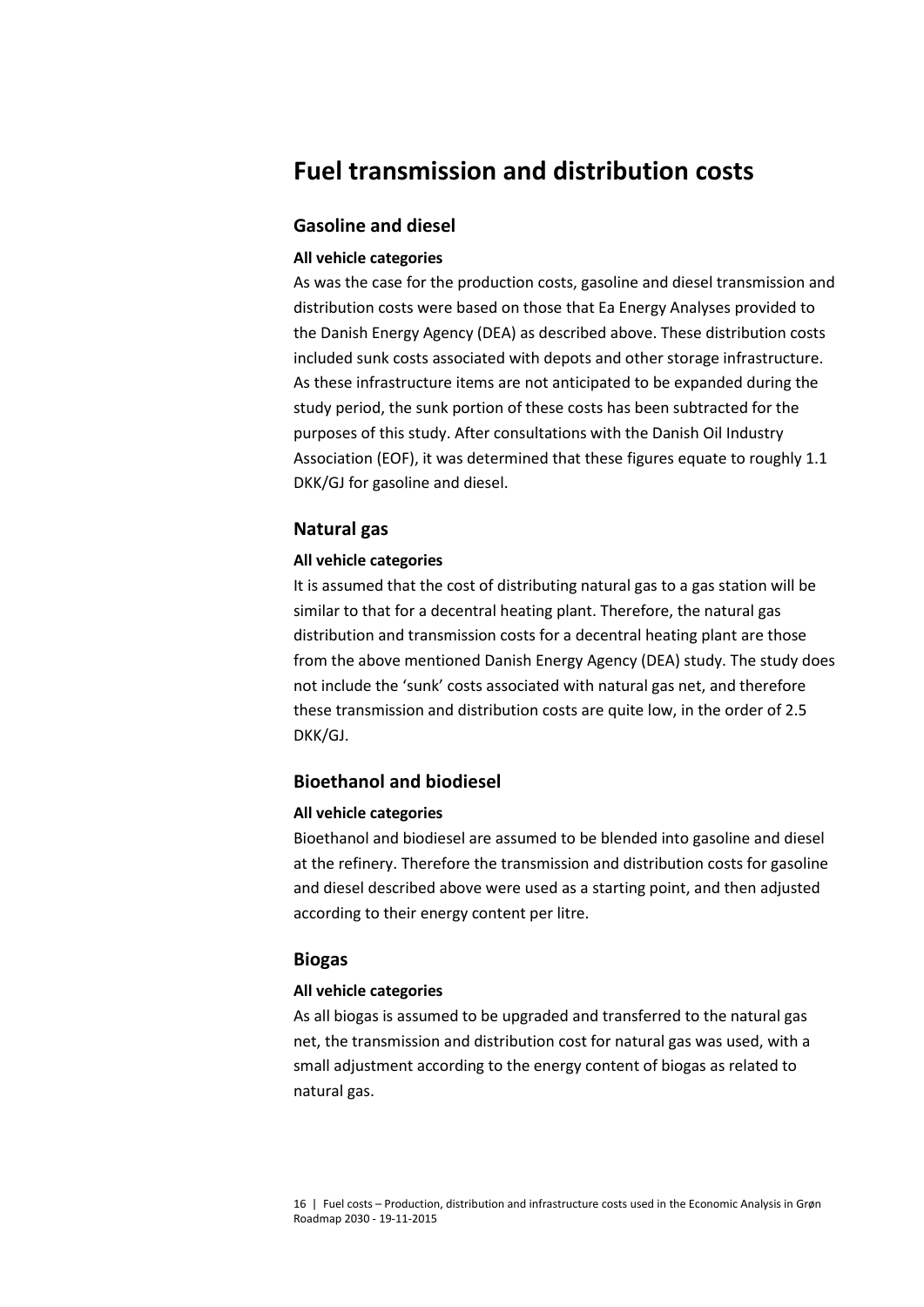# Fuel transmission and distribution costs

## Gasoline and diesel

**All vehicle categories**

As was the case for the production costs, gasoline and diesel transmission and distribution costs were based on those that Ea Energy Analyses provided to the Danish Energy Agency (DEA) as described above. These distribution costs included sunk costs associated with depots and other storage infrastructure. As these infrastructure items are not anticipated to be expanded during the study period, the sunk portion of these costs has been subtracted for the purposes of this study. After consultations with the Danish Oil Industry Association (EOF), it was determined that these figures equate to roughly 1.1 DKK/GJ for gasoline and diesel.

## Natural gas

**All vehicle categories**

It is assumed that the cost of distributing natural gas to a gas station will be similar to that for a decentral heating plant. Therefore, the natural gas distribution and transmission costs for a decentral heating plant are those from the above mentioned Danish Energy Agency (DEA) study. The study does not include the 'sunk' costs associated with natural gas net, and therefore these transmission and distribution costs are quite low, in the order of 2.5 DKK/GJ.

## Bioethanol and biodiesel

**All vehicle categories**

Bioethanol and biodiesel are assumed to be blended into gasoline and diesel at the refinery. Therefore the transmission and distribution costs for gasoline and diesel described above were used as a starting point, and then adjusted according to their energy content per litre.

## Biogas

**All vehicle categories**

As all biogas is assumed to be upgraded and transferred to the natural gas net, the transmission and distribution cost for natural gas was used, with a small adjustment according to the energy content of biogas as related to natural gas.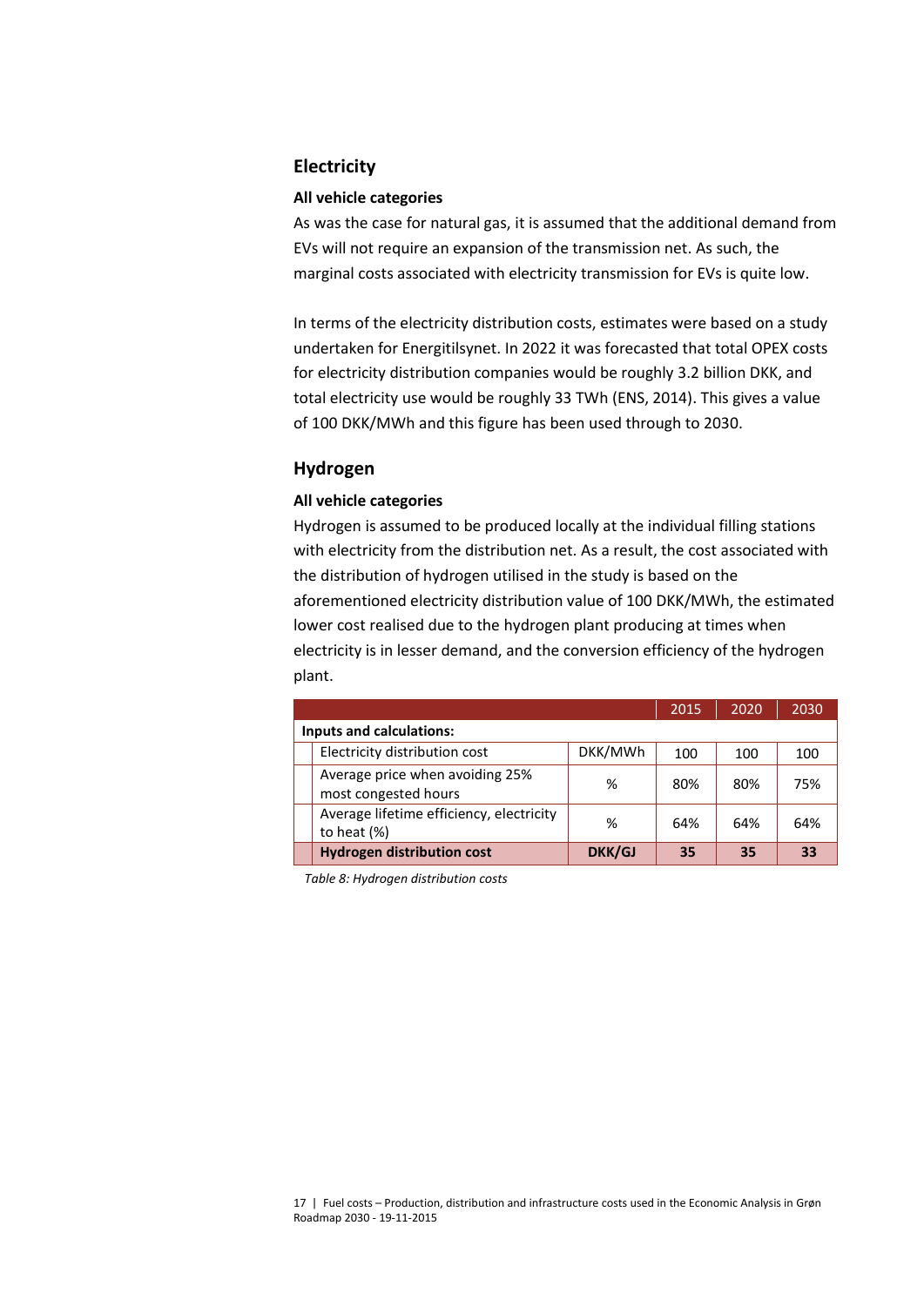## Electricity

### All vehicle categories

As was the case for natural gas, it is assumed that the additional demand from EVs will not require an expansion of the transmission net. As such, the marginal costs associated with electricity transmission for EVs is quite low.

In terms of the electricity distribution costs, estimates were based on a study undertaken for Energitilsynet. In 2022 it was forecasted that total OPEX costs for electricity distribution companies would be roughly 3.2 billion DKK, and total electricity use would be roughly 33 TWh (ENS, 2014). This gives a value of 100 DKK/MWh and this figure has been used through to 2030.

## Hydrogen

### All vehicle categories

Hydrogen is assumed to be produced locally at the individual filling stations with electricity from the distribution net. As a result, the cost associated with the distribution of hydrogen utilised in the study is based on the aforementioned electricity distribution value of 100 DKK/MWh, the estimated lower cost realised due to the hydrogen plant producing at times when electricity is in lesser demand, and the conversion efficiency of the hydrogen plant.

| | | 2015 | 2020 | 2030 |
|---|---|---|---|---|
| **Inputs and calculations:** | | | | |
| Electricity distribution cost | DKK/MWh | 100 | 100 | 100 |
| Average price when avoiding 25% most congested hours | % | 80% | 80% | 75% |
| Average lifetime efficiency, electricity to heat (%) | % | 64% | 64% | 64% |
| **Hydrogen distribution cost** | **DKK/GJ** | **35** | **35** | **33** |

*Table 8: Hydrogen distribution costs*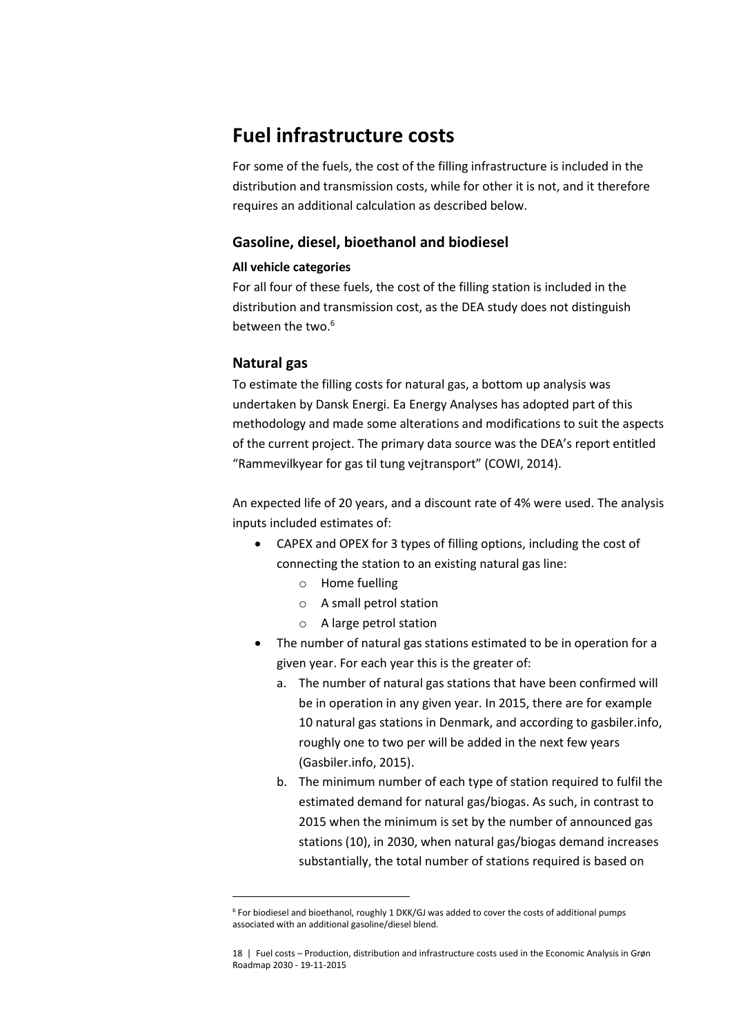# Fuel infrastructure costs

For some of the fuels, the cost of the filling infrastructure is included in the distribution and transmission costs, while for other it is not, and it therefore requires an additional calculation as described below.

## Gasoline, diesel, bioethanol and biodiesel

**All vehicle categories**

For all four of these fuels, the cost of the filling station is included in the distribution and transmission cost, as the DEA study does not distinguish between the two.[6]

## Natural gas

To estimate the filling costs for natural gas, a bottom up analysis was undertaken by Dansk Energi. Ea Energy Analyses has adopted part of this methodology and made some alterations and modifications to suit the aspects of the current project. The primary data source was the DEA's report entitled "Rammevilkyear for gas til tung vejtransport" (COWI, 2014).

An expected life of 20 years, and a discount rate of 4% were used. The analysis inputs included estimates of:

- CAPEX and OPEX for 3 types of filling options, including the cost of connecting the station to an existing natural gas line:
    - Home fuelling
    - A small petrol station
    - A large petrol station
- The number of natural gas stations estimated to be in operation for a given year. For each year this is the greater of:
    a. The number of natural gas stations that have been confirmed will be in operation in any given year. In 2015, there are for example 10 natural gas stations in Denmark, and according to gasbiler.info, roughly one to two per will be added in the next few years (Gasbiler.info, 2015).
    b. The minimum number of each type of station required to fulfil the estimated demand for natural gas/biogas. As such, in contrast to 2015 when the minimum is set by the number of announced gas stations (10), in 2030, when natural gas/biogas demand increases substantially, the total number of stations required is based on

---

[6] For biodiesel and bioethanol, roughly 1 DKK/GJ was added to cover the costs of additional pumps associated with an additional gasoline/diesel blend.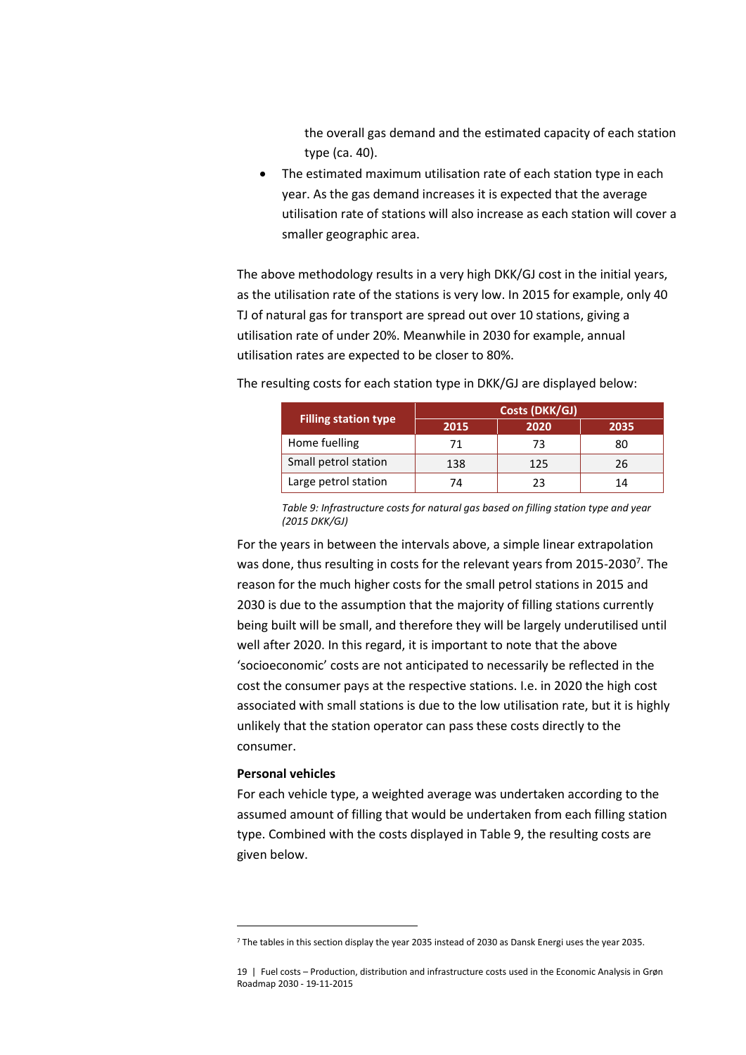the overall gas demand and the estimated capacity of each station type (ca. 40).

- The estimated maximum utilisation rate of each station type in each year. As the gas demand increases it is expected that the average utilisation rate of stations will also increase as each station will cover a smaller geographic area.

The above methodology results in a very high DKK/GJ cost in the initial years, as the utilisation rate of the stations is very low. In 2015 for example, only 40 TJ of natural gas for transport are spread out over 10 stations, giving a utilisation rate of under 20%. Meanwhile in 2030 for example, annual utilisation rates are expected to be closer to 80%.

The resulting costs for each station type in DKK/GJ are displayed below:

| Filling station type | Costs (DKK/GJ) | | |
|---|---|---|---|
| | 2015 | 2020 | 2035 |
| Home fuelling | 71 | 73 | 80 |
| Small petrol station | 138 | 125 | 26 |
| Large petrol station | 74 | 23 | 14 |

*Table 9: Infrastructure costs for natural gas based on filling station type and year (2015 DKK/GJ)*

For the years in between the intervals above, a simple linear extrapolation was done, thus resulting in costs for the relevant years from 2015-2030[7]. The reason for the much higher costs for the small petrol stations in 2015 and 2030 is due to the assumption that the majority of filling stations currently being built will be small, and therefore they will be largely underutilised until well after 2020. In this regard, it is important to note that the above 'socioeconomic' costs are not anticipated to necessarily be reflected in the cost the consumer pays at the respective stations. I.e. in 2020 the high cost associated with small stations is due to the low utilisation rate, but it is highly unlikely that the station operator can pass these costs directly to the consumer.

**Personal vehicles**

For each vehicle type, a weighted average was undertaken according to the assumed amount of filling that would be undertaken from each filling station type. Combined with the costs displayed in Table 9, the resulting costs are given below.

[7] The tables in this section display the year 2035 instead of 2030 as Dansk Energi uses the year 2035.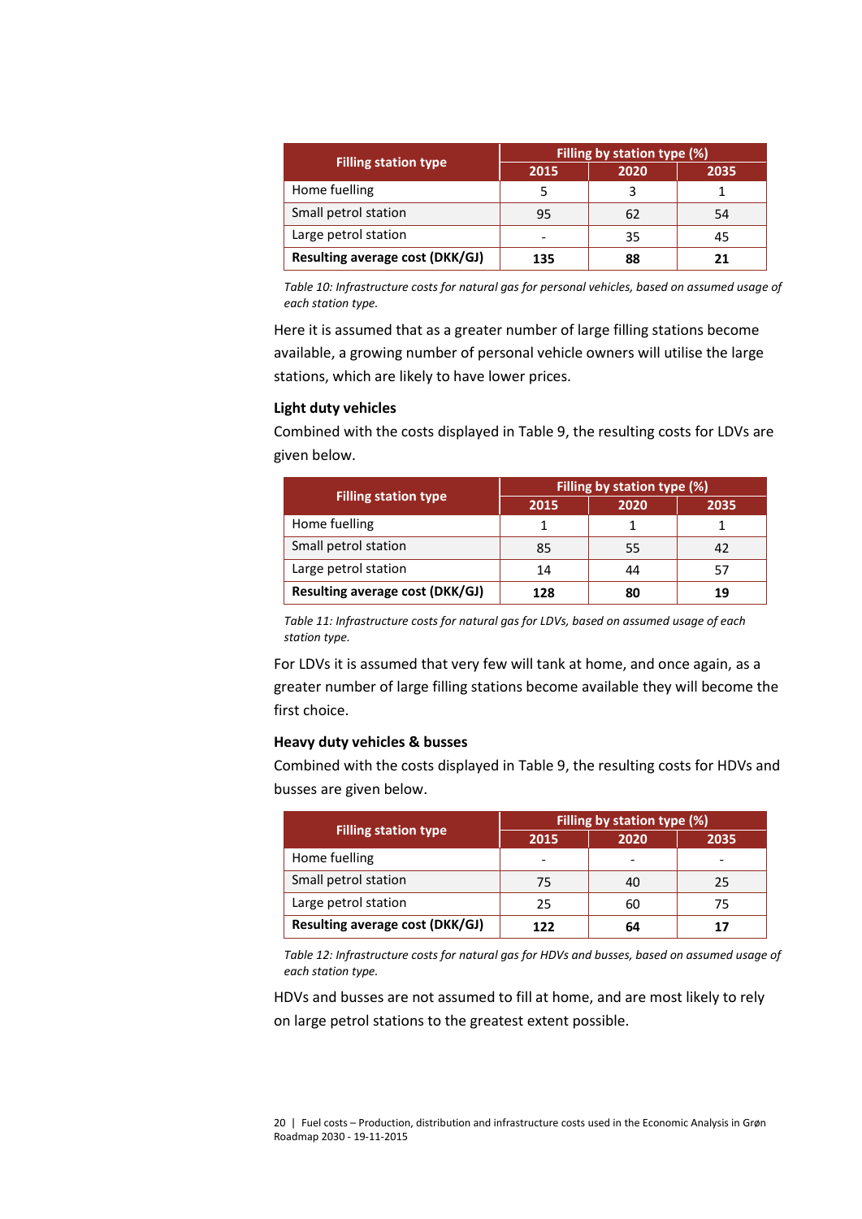| Filling station type | Filling by station type (%) | | |
|---|---|---|---|
| | 2015 | 2020 | 2035 |
| Home fuelling | 5 | 3 | 1 |
| Small petrol station | 95 | 62 | 54 |
| Large petrol station | - | 35 | 45 |
| **Resulting average cost (DKK/GJ)** | **135** | **88** | **21** |

*Table 10: Infrastructure costs for natural gas for personal vehicles, based on assumed usage of each station type.*

Here it is assumed that as a greater number of large filling stations become available, a growing number of personal vehicle owners will utilise the large stations, which are likely to have lower prices.

**Light duty vehicles**

Combined with the costs displayed in Table 9, the resulting costs for LDVs are given below.

| Filling station type | Filling by station type (%) | | |
|---|---|---|---|
| | 2015 | 2020 | 2035 |
| Home fuelling | 1 | 1 | 1 |
| Small petrol station | 85 | 55 | 42 |
| Large petrol station | 14 | 44 | 57 |
| **Resulting average cost (DKK/GJ)** | **128** | **80** | **19** |

*Table 11: Infrastructure costs for natural gas for LDVs, based on assumed usage of each station type.*

For LDVs it is assumed that very few will tank at home, and once again, as a greater number of large filling stations become available they will become the first choice.

**Heavy duty vehicles & busses**

Combined with the costs displayed in Table 9, the resulting costs for HDVs and busses are given below.

| Filling station type | Filling by station type (%) | | |
|---|---|---|---|
| | 2015 | 2020 | 2035 |
| Home fuelling | - | - | - |
| Small petrol station | 75 | 40 | 25 |
| Large petrol station | 25 | 60 | 75 |
| **Resulting average cost (DKK/GJ)** | **122** | **64** | **17** |

*Table 12: Infrastructure costs for natural gas for HDVs and busses, based on assumed usage of each station type.*

HDVs and busses are not assumed to fill at home, and are most likely to rely on large petrol stations to the greatest extent possible.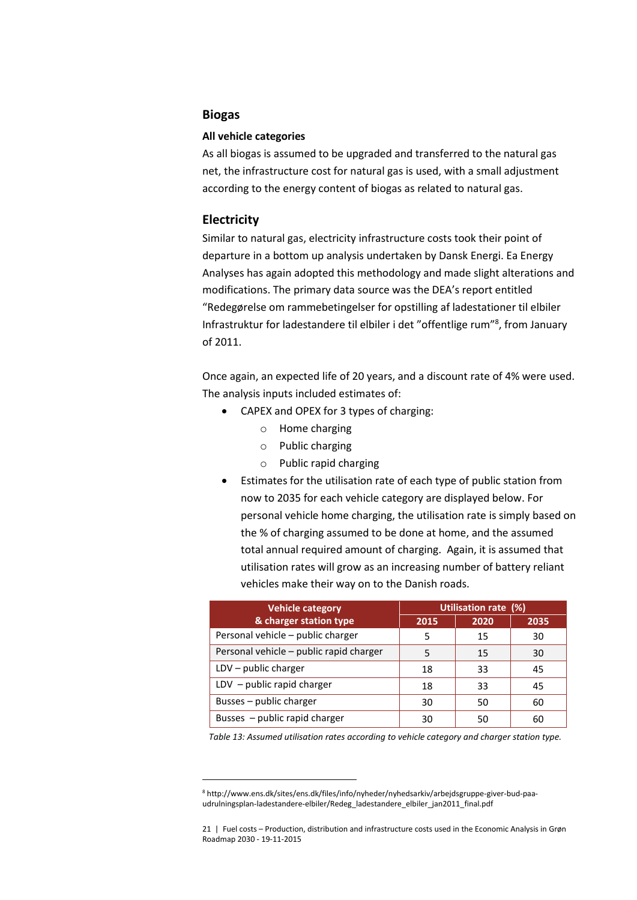## Biogas

### All vehicle categories

As all biogas is assumed to be upgraded and transferred to the natural gas net, the infrastructure cost for natural gas is used, with a small adjustment according to the energy content of biogas as related to natural gas.

## Electricity

Similar to natural gas, electricity infrastructure costs took their point of departure in a bottom up analysis undertaken by Dansk Energi. Ea Energy Analyses has again adopted this methodology and made slight alterations and modifications. The primary data source was the DEA's report entitled "Redegørelse om rammebetingelser for opstilling af ladestationer til elbiler Infrastruktur for ladestandere til elbiler i det "offentlige rum"[8], from January of 2011.

Once again, an expected life of 20 years, and a discount rate of 4% were used. The analysis inputs included estimates of:

- CAPEX and OPEX for 3 types of charging:
    - Home charging
    - Public charging
    - Public rapid charging
- Estimates for the utilisation rate of each type of public station from now to 2035 for each vehicle category are displayed below. For personal vehicle home charging, the utilisation rate is simply based on the % of charging assumed to be done at home, and the assumed total annual required amount of charging. Again, it is assumed that utilisation rates will grow as an increasing number of battery reliant vehicles make their way on to the Danish roads.

| Vehicle category & charger station type | Utilisation rate (%) | | |
|---|---|---|---|
| | 2015 | 2020 | 2035 |
| Personal vehicle – public charger | 5 | 15 | 30 |
| Personal vehicle – public rapid charger | 5 | 15 | 30 |
| LDV – public charger | 18 | 33 | 45 |
| LDV – public rapid charger | 18 | 33 | 45 |
| Busses – public charger | 30 | 50 | 60 |
| Busses – public rapid charger | 30 | 50 | 60 |

*Table 13: Assumed utilisation rates according to vehicle category and charger station type.*

[8] http://www.ens.dk/sites/ens.dk/files/info/nyheder/nyhedsarkiv/arbejdsgruppe-giver-bud-paa-udrulningsplan-ladestandere-elbiler/Redeg_ladestandere_elbiler_jan2011_final.pdf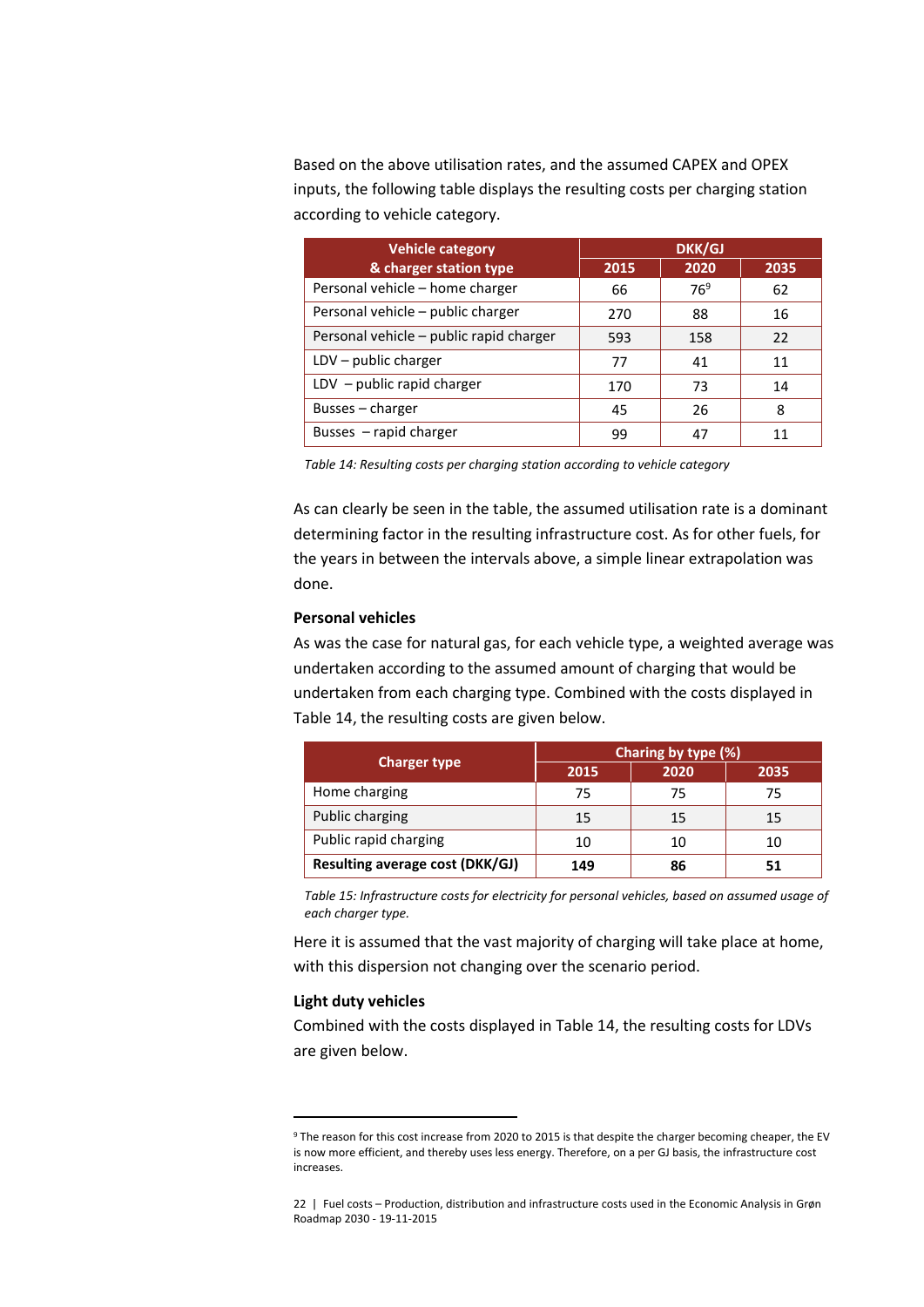Based on the above utilisation rates, and the assumed CAPEX and OPEX inputs, the following table displays the resulting costs per charging station according to vehicle category.

| Vehicle category & charger station type | DKK/GJ | | |
|---|---|---|---|
| | 2015 | 2020 | 2035 |
| Personal vehicle – home charger | 66 | 76[9] | 62 |
| Personal vehicle – public charger | 270 | 88 | 16 |
| Personal vehicle – public rapid charger | 593 | 158 | 22 |
| LDV – public charger | 77 | 41 | 11 |
| LDV – public rapid charger | 170 | 73 | 14 |
| Busses – charger | 45 | 26 | 8 |
| Busses – rapid charger | 99 | 47 | 11 |

*Table 14: Resulting costs per charging station according to vehicle category*

As can clearly be seen in the table, the assumed utilisation rate is a dominant determining factor in the resulting infrastructure cost. As for other fuels, for the years in between the intervals above, a simple linear extrapolation was done.

**Personal vehicles**

As was the case for natural gas, for each vehicle type, a weighted average was undertaken according to the assumed amount of charging that would be undertaken from each charging type. Combined with the costs displayed in Table 14, the resulting costs are given below.

| Charger type | Charing by type (%) | | |
|---|---|---|---|
| | 2015 | 2020 | 2035 |
| Home charging | 75 | 75 | 75 |
| Public charging | 15 | 15 | 15 |
| Public rapid charging | 10 | 10 | 10 |
| **Resulting average cost (DKK/GJ)** | **149** | **86** | **51** |

*Table 15: Infrastructure costs for electricity for personal vehicles, based on assumed usage of each charger type.*

Here it is assumed that the vast majority of charging will take place at home, with this dispersion not changing over the scenario period.

**Light duty vehicles**

Combined with the costs displayed in Table 14, the resulting costs for LDVs are given below.

[9] The reason for this cost increase from 2020 to 2015 is that despite the charger becoming cheaper, the EV is now more efficient, and thereby uses less energy. Therefore, on a per GJ basis, the infrastructure cost increases.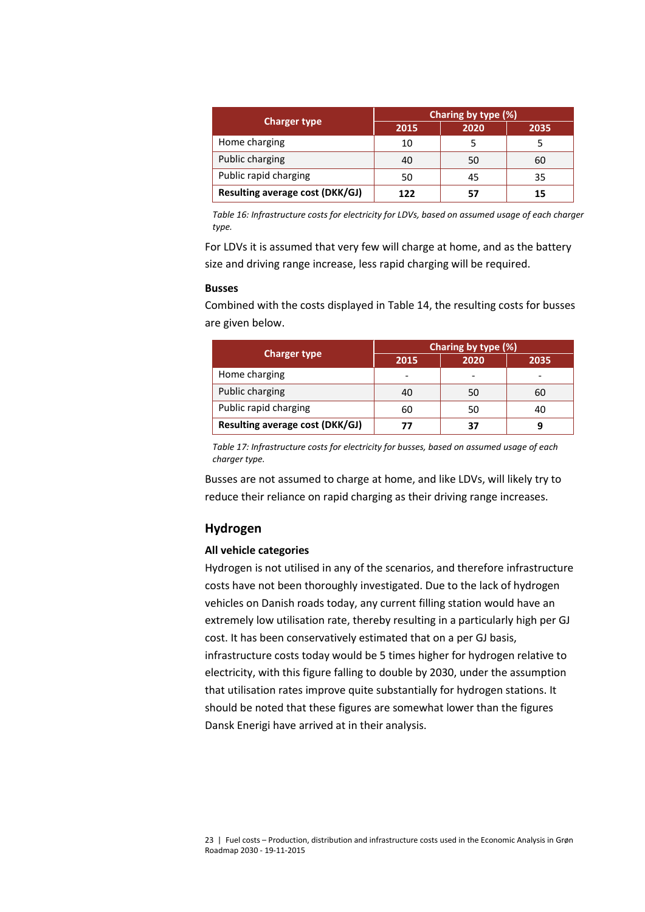| Charger type | Charing by type (%) | | |
|---|---|---|---|
| | 2015 | 2020 | 2035 |
| Home charging | 10 | 5 | 5 |
| Public charging | 40 | 50 | 60 |
| Public rapid charging | 50 | 45 | 35 |
| **Resulting average cost (DKK/GJ)** | **122** | **57** | **15** |

*Table 16: Infrastructure costs for electricity for LDVs, based on assumed usage of each charger type.*

For LDVs it is assumed that very few will charge at home, and as the battery size and driving range increase, less rapid charging will be required.

**Busses**

Combined with the costs displayed in Table 14, the resulting costs for busses are given below.

| Charger type | Charing by type (%) | | |
|---|---|---|---|
| | 2015 | 2020 | 2035 |
| Home charging | - | - | - |
| Public charging | 40 | 50 | 60 |
| Public rapid charging | 60 | 50 | 40 |
| **Resulting average cost (DKK/GJ)** | **77** | **37** | **9** |

*Table 17: Infrastructure costs for electricity for busses, based on assumed usage of each charger type.*

Busses are not assumed to charge at home, and like LDVs, will likely try to reduce their reliance on rapid charging as their driving range increases.

## Hydrogen

**All vehicle categories**

Hydrogen is not utilised in any of the scenarios, and therefore infrastructure costs have not been thoroughly investigated. Due to the lack of hydrogen vehicles on Danish roads today, any current filling station would have an extremely low utilisation rate, thereby resulting in a particularly high per GJ cost. It has been conservatively estimated that on a per GJ basis, infrastructure costs today would be 5 times higher for hydrogen relative to electricity, with this figure falling to double by 2030, under the assumption that utilisation rates improve quite substantially for hydrogen stations. It should be noted that these figures are somewhat lower than the figures Dansk Energi have arrived at in their analysis.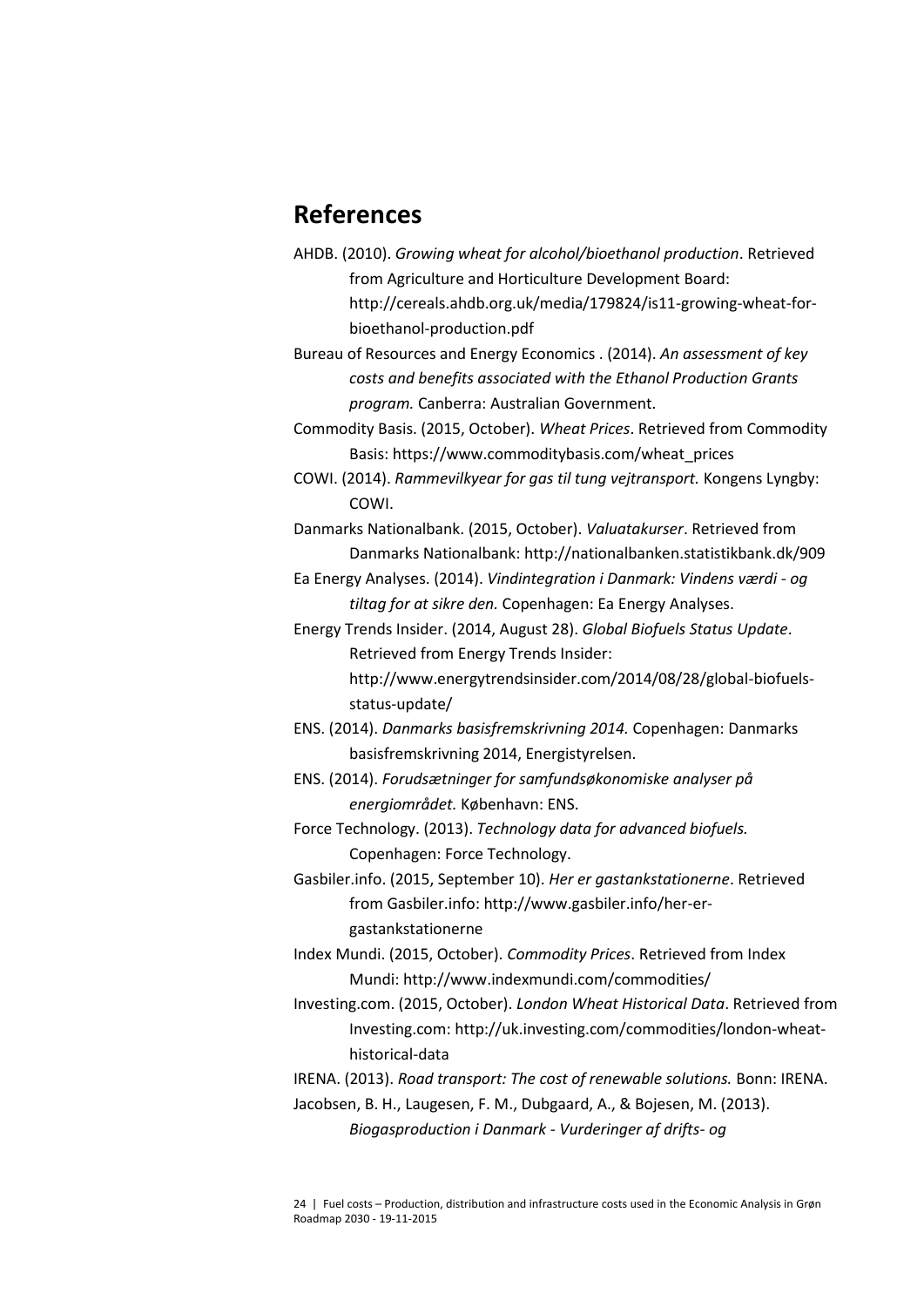## References

AHDB. (2010). *Growing wheat for alcohol/bioethanol production*. Retrieved from Agriculture and Horticulture Development Board: http://cereals.ahdb.org.uk/media/179824/is11-growing-wheat-for-bioethanol-production.pdf

Bureau of Resources and Energy Economics . (2014). *An assessment of key costs and benefits associated with the Ethanol Production Grants program.* Canberra: Australian Government.

Commodity Basis. (2015, October). *Wheat Prices*. Retrieved from Commodity Basis: https://www.commoditybasis.com/wheat_prices

COWI. (2014). *Rammevilkyear for gas til tung vejtransport.* Kongens Lyngby: COWI.

Danmarks Nationalbank. (2015, October). *Valuatakurser*. Retrieved from Danmarks Nationalbank: http://nationalbanken.statistikbank.dk/909

Ea Energy Analyses. (2014). *Vindintegration i Danmark: Vindens værdi - og tiltag for at sikre den.* Copenhagen: Ea Energy Analyses.

Energy Trends Insider. (2014, August 28). *Global Biofuels Status Update*. Retrieved from Energy Trends Insider: http://www.energytrendsinsider.com/2014/08/28/global-biofuels-status-update/

ENS. (2014). *Danmarks basisfremskrivning 2014.* Copenhagen: Danmarks basisfremskrivning 2014, Energistyrelsen.

ENS. (2014). *Forudsætninger for samfundsøkonomiske analyser på energiområdet.* København: ENS.

Force Technology. (2013). *Technology data for advanced biofuels.* Copenhagen: Force Technology.

Gasbiler.info. (2015, September 10). *Her er gastankstationerne*. Retrieved from Gasbiler.info: http://www.gasbiler.info/her-er-gastankstationerne

Index Mundi. (2015, October). *Commodity Prices*. Retrieved from Index Mundi: http://www.indexmundi.com/commodities/

Investing.com. (2015, October). *London Wheat Historical Data*. Retrieved from Investing.com: http://uk.investing.com/commodities/london-wheat-historical-data

IRENA. (2013). *Road transport: The cost of renewable solutions.* Bonn: IRENA.

Jacobsen, B. H., Laugesen, F. M., Dubgaard, A., & Bojesen, M. (2013). *Biogasproduction i Danmark - Vurderinger af drifts- og*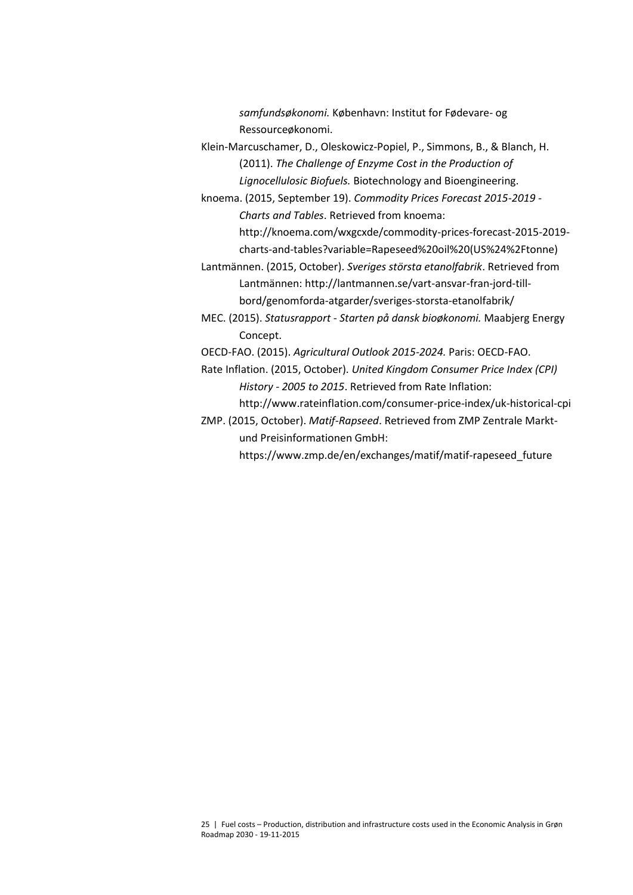*samfundsøkonomi.* København: Institut for Fødevare- og Ressourceøkonomi.

Klein-Marcuschamer, D., Oleskowicz-Popiel, P., Simmons, B., & Blanch, H. (2011). *The Challenge of Enzyme Cost in the Production of Lignocellulosic Biofuels.* Biotechnology and Bioengineering.

knoema. (2015, September 19). *Commodity Prices Forecast 2015-2019 - Charts and Tables*. Retrieved from knoema: http://knoema.com/wxgcxde/commodity-prices-forecast-2015-2019-charts-and-tables?variable=Rapeseed%20oil%20(US%24%2Ftonne)

Lantmännen. (2015, October). *Sveriges största etanolfabrik*. Retrieved from Lantmännen: http://lantmannen.se/vart-ansvar-fran-jord-till-bord/genomforda-atgarder/sveriges-storsta-etanolfabrik/

MEC. (2015). *Statusrapport - Starten på dansk bioøkonomi.* Maabjerg Energy Concept.

OECD-FAO. (2015). *Agricultural Outlook 2015-2024.* Paris: OECD-FAO.

Rate Inflation. (2015, October). *United Kingdom Consumer Price Index (CPI) History - 2005 to 2015*. Retrieved from Rate Inflation: http://www.rateinflation.com/consumer-price-index/uk-historical-cpi

ZMP. (2015, October). *Matif-Rapseed*. Retrieved from ZMP Zentrale Markt- und Preisinformationen GmbH: https://www.zmp.de/en/exchanges/matif/matif-rapeseed_future